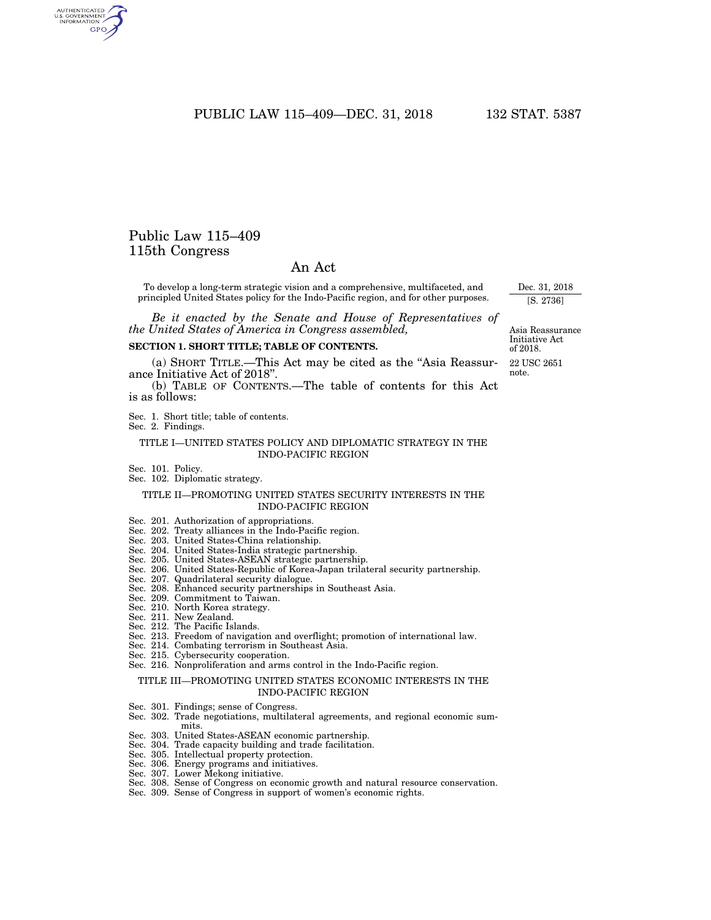# Public Law 115–409
## 115th Congress

## An Act

To develop a long-term strategic vision and a comprehensive, multifaceted, and principled United States policy for the Indo-Pacific region, and for other purposes.

Dec. 31, 2018
[S. 2736]

*Be it enacted by the Senate and House of Representatives of the United States of America in Congress assembled,*

Asia Reassurance Initiative Act of 2018.

22 USC 2651 note.

**SECTION 1. SHORT TITLE; TABLE OF CONTENTS.**

(a) SHORT TITLE.—This Act may be cited as the "Asia Reassurance Initiative Act of 2018".

(b) TABLE OF CONTENTS.—The table of contents for this Act is as follows:

Sec. 1. Short title; table of contents.
Sec. 2. Findings.

TITLE I—UNITED STATES POLICY AND DIPLOMATIC STRATEGY IN THE INDO-PACIFIC REGION

Sec. 101. Policy.
Sec. 102. Diplomatic strategy.

TITLE II—PROMOTING UNITED STATES SECURITY INTERESTS IN THE INDO-PACIFIC REGION

Sec. 201. Authorization of appropriations.
Sec. 202. Treaty alliances in the Indo-Pacific region.
Sec. 203. United States-China relationship.
Sec. 204. United States-India strategic partnership.
Sec. 205. United States-ASEAN strategic partnership.
Sec. 206. United States-Republic of Korea-Japan trilateral security partnership.
Sec. 207. Quadrilateral security dialogue.
Sec. 208. Enhanced security partnerships in Southeast Asia.
Sec. 209. Commitment to Taiwan.
Sec. 210. North Korea strategy.
Sec. 211. New Zealand.
Sec. 212. The Pacific Islands.
Sec. 213. Freedom of navigation and overflight; promotion of international law.
Sec. 214. Combating terrorism in Southeast Asia.
Sec. 215. Cybersecurity cooperation.
Sec. 216. Nonproliferation and arms control in the Indo-Pacific region.

TITLE III—PROMOTING UNITED STATES ECONOMIC INTERESTS IN THE INDO-PACIFIC REGION

Sec. 301. Findings; sense of Congress.
Sec. 302. Trade negotiations, multilateral agreements, and regional economic summits.
Sec. 303. United States-ASEAN economic partnership.
Sec. 304. Trade capacity building and trade facilitation.
Sec. 305. Intellectual property protection.
Sec. 306. Energy programs and initiatives.
Sec. 307. Lower Mekong initiative.
Sec. 308. Sense of Congress on economic growth and natural resource conservation.
Sec. 309. Sense of Congress in support of women's economic rights.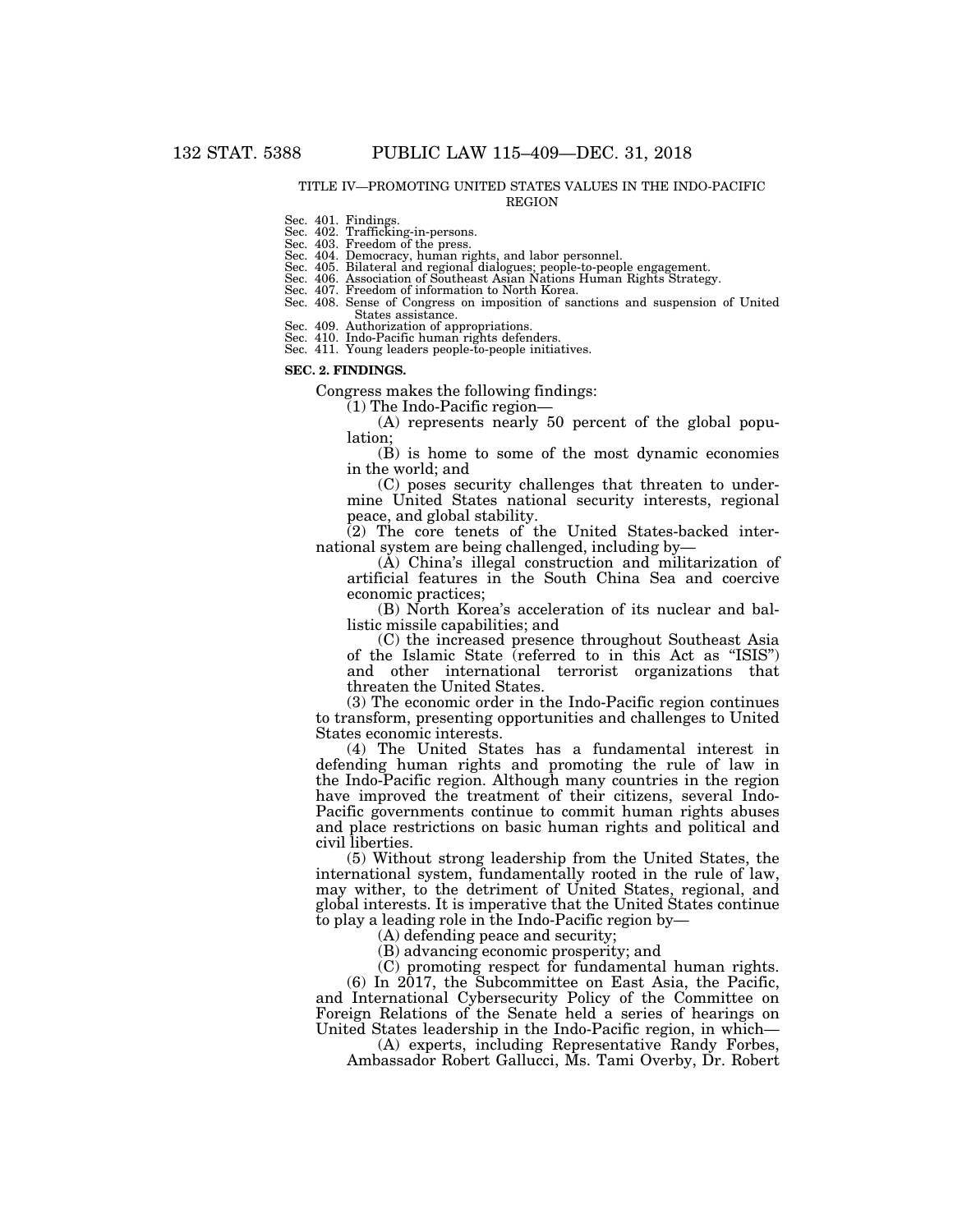TITLE IV—PROMOTING UNITED STATES VALUES IN THE INDO-PACIFIC REGION

Sec. 401. Findings.
Sec. 402. Trafficking-in-persons.
Sec. 403. Freedom of the press.
Sec. 404. Democracy, human rights, and labor personnel.
Sec. 405. Bilateral and regional dialogues; people-to-people engagement.
Sec. 406. Association of Southeast Asian Nations Human Rights Strategy.
Sec. 407. Freedom of information to North Korea.
Sec. 408. Sense of Congress on imposition of sanctions and suspension of United States assistance.
Sec. 409. Authorization of appropriations.
Sec. 410. Indo-Pacific human rights defenders.
Sec. 411. Young leaders people-to-people initiatives.

**SEC. 2. FINDINGS.**

Congress makes the following findings:

(1) The Indo-Pacific region—

(A) represents nearly 50 percent of the global population;

(B) is home to some of the most dynamic economies in the world; and

(C) poses security challenges that threaten to undermine United States national security interests, regional peace, and global stability.

(2) The core tenets of the United States-backed international system are being challenged, including by—

(A) China's illegal construction and militarization of artificial features in the South China Sea and coercive economic practices;

(B) North Korea's acceleration of its nuclear and ballistic missile capabilities; and

(C) the increased presence throughout Southeast Asia of the Islamic State (referred to in this Act as "ISIS") and other international terrorist organizations that threaten the United States.

(3) The economic order in the Indo-Pacific region continues to transform, presenting opportunities and challenges to United States economic interests.

(4) The United States has a fundamental interest in defending human rights and promoting the rule of law in the Indo-Pacific region. Although many countries in the region have improved the treatment of their citizens, several Indo-Pacific governments continue to commit human rights abuses and place restrictions on basic human rights and political and civil liberties.

(5) Without strong leadership from the United States, the international system, fundamentally rooted in the rule of law, may wither, to the detriment of United States, regional, and global interests. It is imperative that the United States continue to play a leading role in the Indo-Pacific region by—

(A) defending peace and security;

(B) advancing economic prosperity; and

(C) promoting respect for fundamental human rights.

(6) In 2017, the Subcommittee on East Asia, the Pacific, and International Cybersecurity Policy of the Committee on Foreign Relations of the Senate held a series of hearings on United States leadership in the Indo-Pacific region, in which—

(A) experts, including Representative Randy Forbes, Ambassador Robert Gallucci, Ms. Tami Overby, Dr. Robert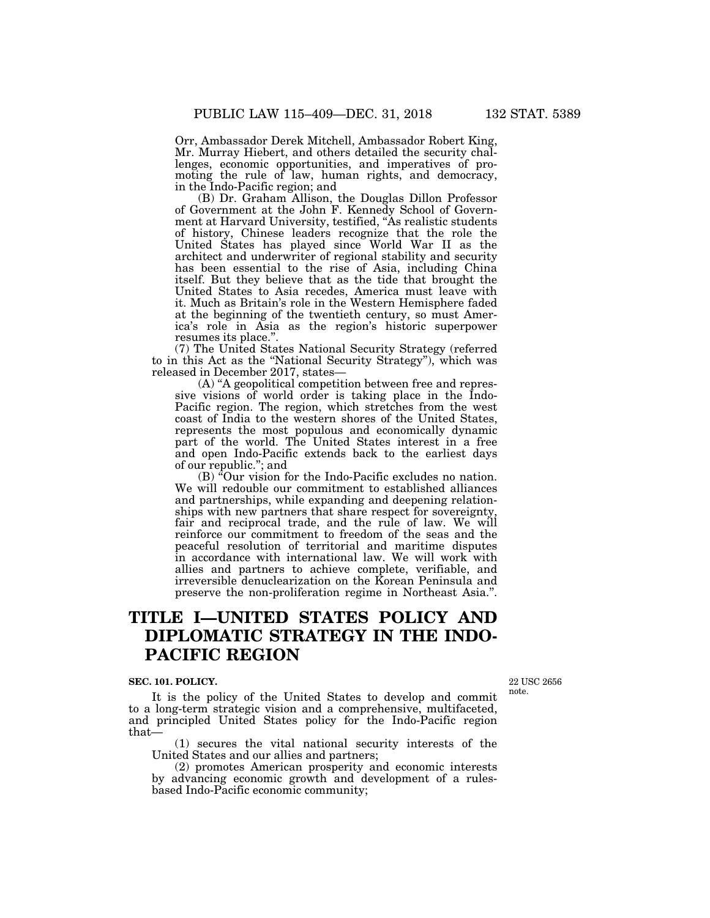Orr, Ambassador Derek Mitchell, Ambassador Robert King, Mr. Murray Hiebert, and others detailed the security challenges, economic opportunities, and imperatives of promoting the rule of law, human rights, and democracy, in the Indo-Pacific region; and

(B) Dr. Graham Allison, the Douglas Dillon Professor of Government at the John F. Kennedy School of Government at Harvard University, testified, "As realistic students of history, Chinese leaders recognize that the role the United States has played since World War II as the architect and underwriter of regional stability and security has been essential to the rise of Asia, including China itself. But they believe that as the tide that brought the United States to Asia recedes, America must leave with it. Much as Britain's role in the Western Hemisphere faded at the beginning of the twentieth century, so must America's role in Asia as the region's historic superpower resumes its place.".

(7) The United States National Security Strategy (referred to in this Act as the "National Security Strategy"), which was released in December 2017, states—

(A) "A geopolitical competition between free and repressive visions of world order is taking place in the Indo-Pacific region. The region, which stretches from the west coast of India to the western shores of the United States, represents the most populous and economically dynamic part of the world. The United States interest in a free and open Indo-Pacific extends back to the earliest days of our republic."; and

(B) "Our vision for the Indo-Pacific excludes no nation. We will redouble our commitment to established alliances and partnerships, while expanding and deepening relationships with new partners that share respect for sovereignty, fair and reciprocal trade, and the rule of law. We will reinforce our commitment to freedom of the seas and the peaceful resolution of territorial and maritime disputes in accordance with international law. We will work with allies and partners to achieve complete, verifiable, and irreversible denuclearization on the Korean Peninsula and preserve the non-proliferation regime in Northeast Asia.".

# TITLE I—UNITED STATES POLICY AND DIPLOMATIC STRATEGY IN THE INDO-PACIFIC REGION

**SEC. 101. POLICY.**

22 USC 2656 note.

It is the policy of the United States to develop and commit to a long-term strategic vision and a comprehensive, multifaceted, and principled United States policy for the Indo-Pacific region that—

(1) secures the vital national security interests of the United States and our allies and partners;

(2) promotes American prosperity and economic interests by advancing economic growth and development of a rules-based Indo-Pacific economic community;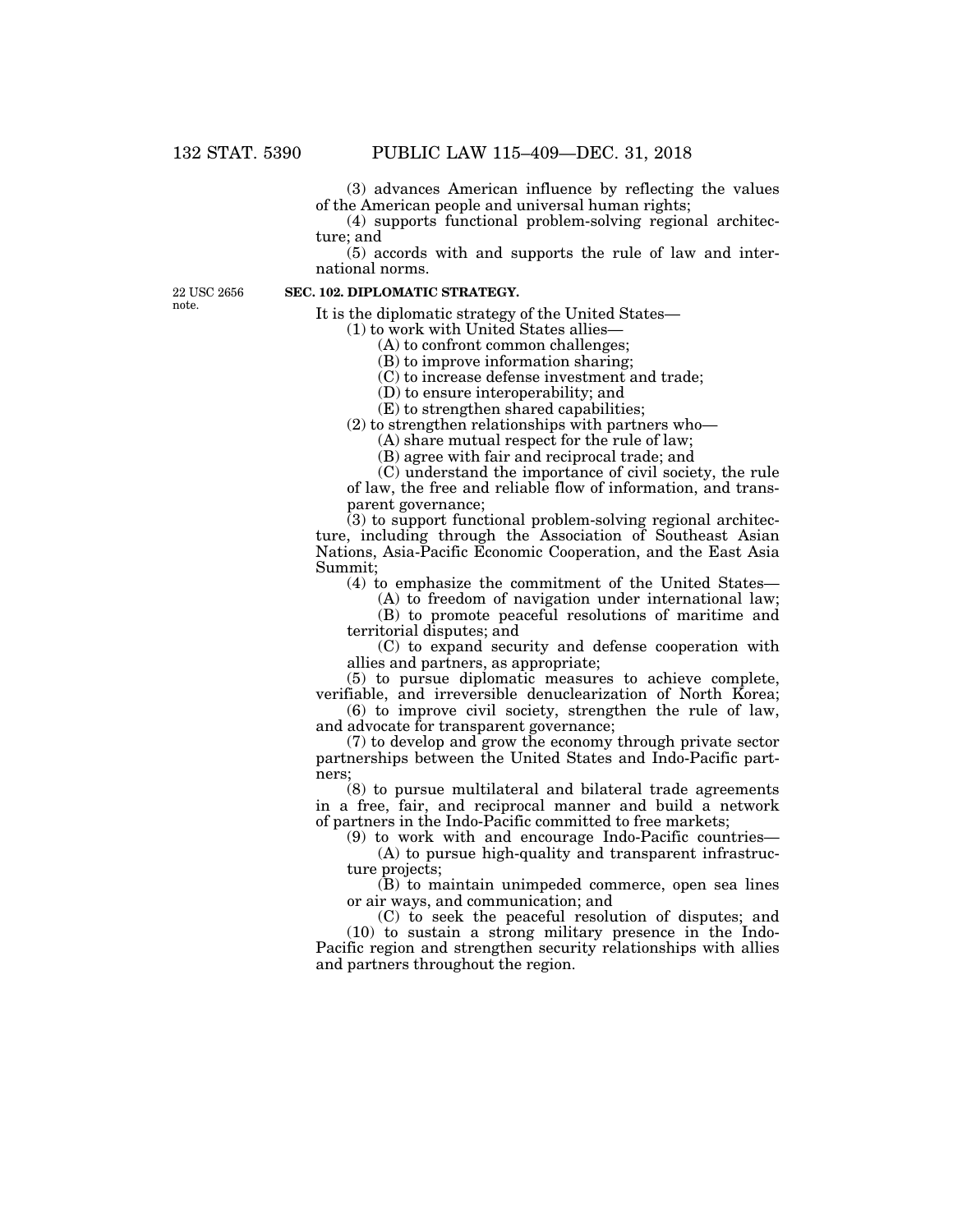(3) advances American influence by reflecting the values of the American people and universal human rights;

(4) supports functional problem-solving regional architecture; and

(5) accords with and supports the rule of law and international norms.

22 USC 2656 note.

**SEC. 102. DIPLOMATIC STRATEGY.**

It is the diplomatic strategy of the United States—

(1) to work with United States allies—

(A) to confront common challenges;

(B) to improve information sharing;

(C) to increase defense investment and trade;

(D) to ensure interoperability; and

(E) to strengthen shared capabilities;

(2) to strengthen relationships with partners who—

(A) share mutual respect for the rule of law;

(B) agree with fair and reciprocal trade; and

(C) understand the importance of civil society, the rule of law, the free and reliable flow of information, and transparent governance;

(3) to support functional problem-solving regional architecture, including through the Association of Southeast Asian Nations, Asia-Pacific Economic Cooperation, and the East Asia Summit;

(4) to emphasize the commitment of the United States—

(A) to freedom of navigation under international law;

(B) to promote peaceful resolutions of maritime and territorial disputes; and

(C) to expand security and defense cooperation with allies and partners, as appropriate;

(5) to pursue diplomatic measures to achieve complete, verifiable, and irreversible denuclearization of North Korea;

(6) to improve civil society, strengthen the rule of law, and advocate for transparent governance;

(7) to develop and grow the economy through private sector partnerships between the United States and Indo-Pacific partners;

(8) to pursue multilateral and bilateral trade agreements in a free, fair, and reciprocal manner and build a network of partners in the Indo-Pacific committed to free markets;

(9) to work with and encourage Indo-Pacific countries—

(A) to pursue high-quality and transparent infrastructure projects;

(B) to maintain unimpeded commerce, open sea lines or air ways, and communication; and

(C) to seek the peaceful resolution of disputes; and

(10) to sustain a strong military presence in the Indo-Pacific region and strengthen security relationships with allies and partners throughout the region.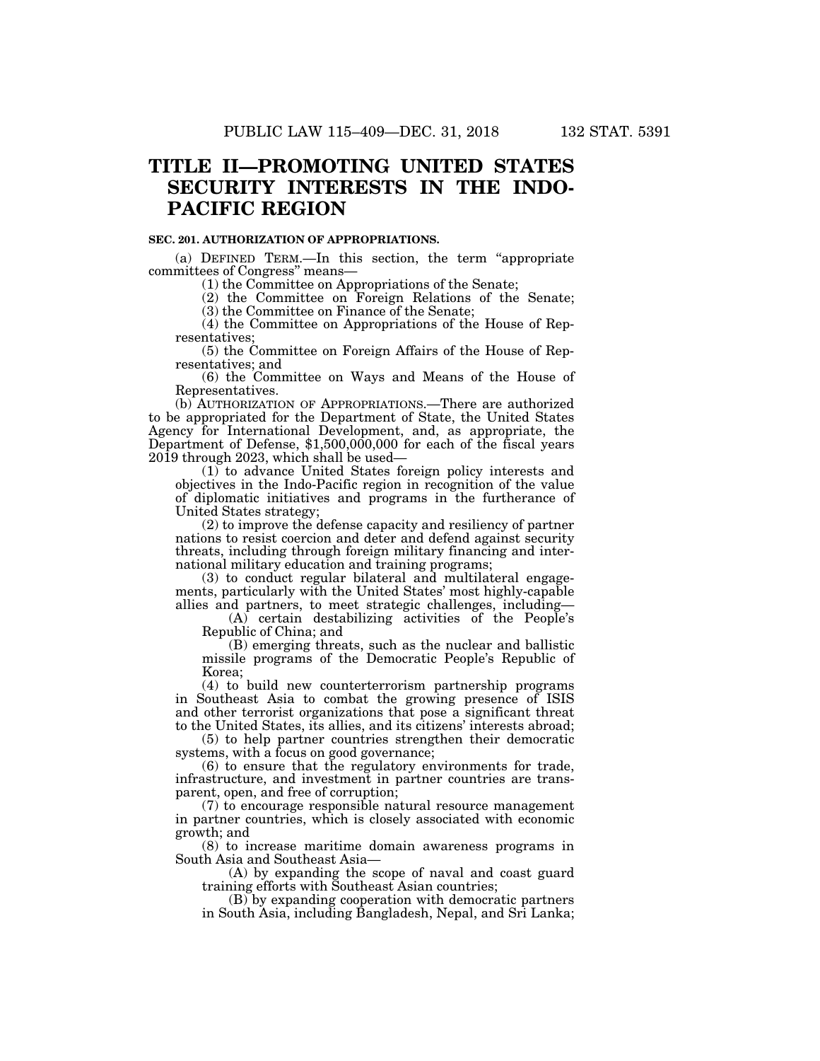# TITLE II—PROMOTING UNITED STATES SECURITY INTERESTS IN THE INDO-PACIFIC REGION

**SEC. 201. AUTHORIZATION OF APPROPRIATIONS.**

(a) DEFINED TERM.—In this section, the term "appropriate committees of Congress" means—

(1) the Committee on Appropriations of the Senate;

(2) the Committee on Foreign Relations of the Senate;

(3) the Committee on Finance of the Senate;

(4) the Committee on Appropriations of the House of Representatives;

(5) the Committee on Foreign Affairs of the House of Representatives; and

(6) the Committee on Ways and Means of the House of Representatives.

(b) AUTHORIZATION OF APPROPRIATIONS.—There are authorized to be appropriated for the Department of State, the United States Agency for International Development, and, as appropriate, the Department of Defense, $1,500,000,000 for each of the fiscal years 2019 through 2023, which shall be used—

(1) to advance United States foreign policy interests and objectives in the Indo-Pacific region in recognition of the value of diplomatic initiatives and programs in the furtherance of United States strategy;

(2) to improve the defense capacity and resiliency of partner nations to resist coercion and deter and defend against security threats, including through foreign military financing and international military education and training programs;

(3) to conduct regular bilateral and multilateral engagements, particularly with the United States' most highly-capable allies and partners, to meet strategic challenges, including—

(A) certain destabilizing activities of the People's Republic of China; and

(B) emerging threats, such as the nuclear and ballistic missile programs of the Democratic People's Republic of Korea;

(4) to build new counterterrorism partnership programs in Southeast Asia to combat the growing presence of ISIS and other terrorist organizations that pose a significant threat to the United States, its allies, and its citizens' interests abroad;

(5) to help partner countries strengthen their democratic systems, with a focus on good governance;

(6) to ensure that the regulatory environments for trade, infrastructure, and investment in partner countries are transparent, open, and free of corruption;

(7) to encourage responsible natural resource management in partner countries, which is closely associated with economic growth; and

(8) to increase maritime domain awareness programs in South Asia and Southeast Asia—

(A) by expanding the scope of naval and coast guard training efforts with Southeast Asian countries;

(B) by expanding cooperation with democratic partners in South Asia, including Bangladesh, Nepal, and Sri Lanka;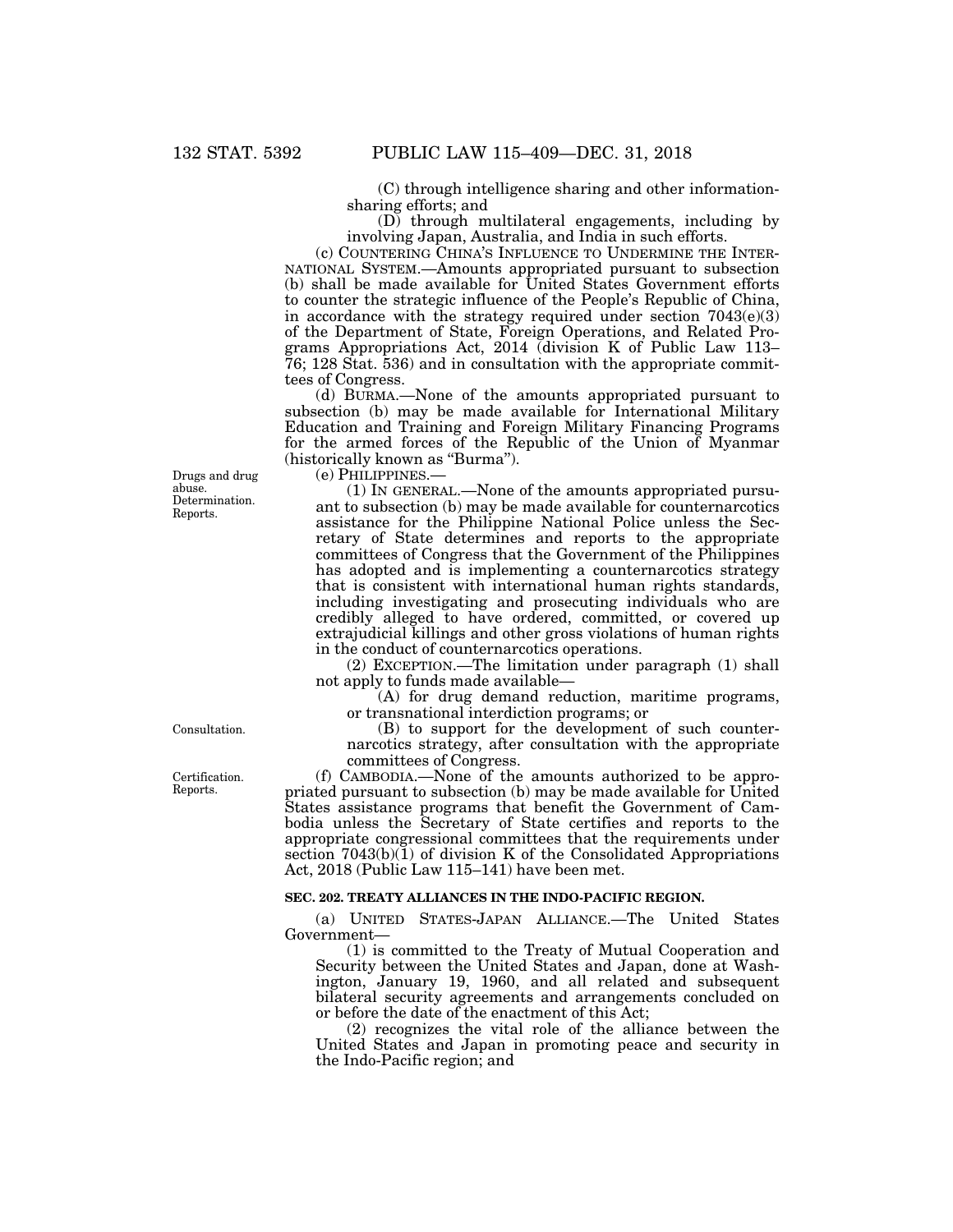(C) through intelligence sharing and other information-sharing efforts; and

(D) through multilateral engagements, including by involving Japan, Australia, and India in such efforts.

(c) COUNTERING CHINA'S INFLUENCE TO UNDERMINE THE INTERNATIONAL SYSTEM.—Amounts appropriated pursuant to subsection (b) shall be made available for United States Government efforts to counter the strategic influence of the People's Republic of China, in accordance with the strategy required under section 7043(e)(3) of the Department of State, Foreign Operations, and Related Programs Appropriations Act, 2014 (division K of Public Law 113–76; 128 Stat. 536) and in consultation with the appropriate committees of Congress.

(d) BURMA.—None of the amounts appropriated pursuant to subsection (b) may be made available for International Military Education and Training and Foreign Military Financing Programs for the armed forces of the Republic of the Union of Myanmar (historically known as "Burma").

Drugs and drug abuse. Determination. Reports.

(e) PHILIPPINES.—

(1) IN GENERAL.—None of the amounts appropriated pursuant to subsection (b) may be made available for counternarcotics assistance for the Philippine National Police unless the Secretary of State determines and reports to the appropriate committees of Congress that the Government of the Philippines has adopted and is implementing a counternarcotics strategy that is consistent with international human rights standards, including investigating and prosecuting individuals who are credibly alleged to have ordered, committed, or covered up extrajudicial killings and other gross violations of human rights in the conduct of counternarcotics operations.

(2) EXCEPTION.—The limitation under paragraph (1) shall not apply to funds made available—

(A) for drug demand reduction, maritime programs, or transnational interdiction programs; or

Consultation.

(B) to support for the development of such counternarcotics strategy, after consultation with the appropriate committees of Congress.

Certification. Reports.

(f) CAMBODIA.—None of the amounts authorized to be appropriated pursuant to subsection (b) may be made available for United States assistance programs that benefit the Government of Cambodia unless the Secretary of State certifies and reports to the appropriate congressional committees that the requirements under section 7043(b)(1) of division K of the Consolidated Appropriations Act, 2018 (Public Law 115–141) have been met.

## SEC. 202. TREATY ALLIANCES IN THE INDO-PACIFIC REGION.

(a) UNITED STATES-JAPAN ALLIANCE.—The United States Government—

(1) is committed to the Treaty of Mutual Cooperation and Security between the United States and Japan, done at Washington, January 19, 1960, and all related and subsequent bilateral security agreements and arrangements concluded on or before the date of the enactment of this Act;

(2) recognizes the vital role of the alliance between the United States and Japan in promoting peace and security in the Indo-Pacific region; and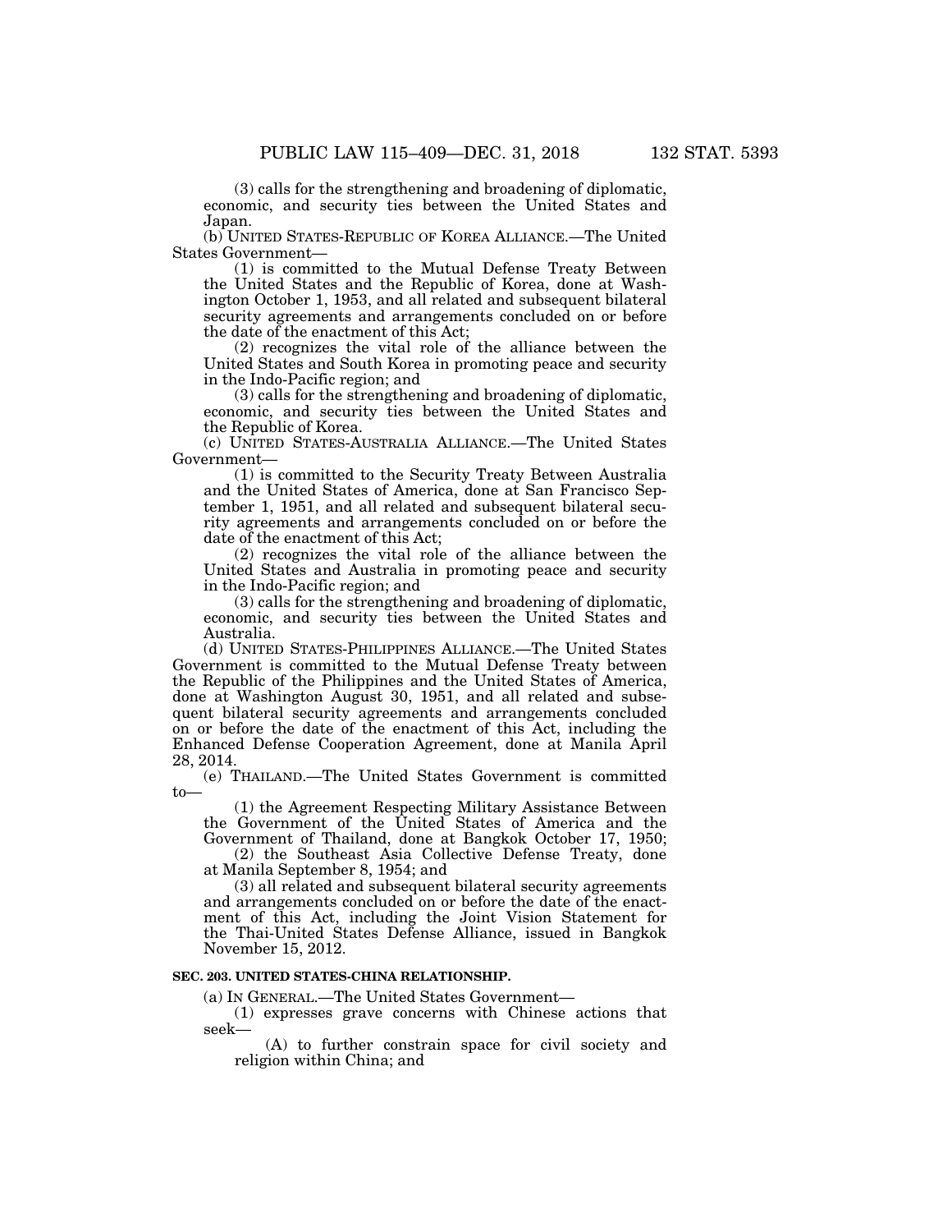(3) calls for the strengthening and broadening of diplomatic, economic, and security ties between the United States and Japan.

(b) UNITED STATES-REPUBLIC OF KOREA ALLIANCE.—The United States Government—

(1) is committed to the Mutual Defense Treaty Between the United States and the Republic of Korea, done at Washington October 1, 1953, and all related and subsequent bilateral security agreements and arrangements concluded on or before the date of the enactment of this Act;

(2) recognizes the vital role of the alliance between the United States and South Korea in promoting peace and security in the Indo-Pacific region; and

(3) calls for the strengthening and broadening of diplomatic, economic, and security ties between the United States and the Republic of Korea.

(c) UNITED STATES-AUSTRALIA ALLIANCE.—The United States Government—

(1) is committed to the Security Treaty Between Australia and the United States of America, done at San Francisco September 1, 1951, and all related and subsequent bilateral security agreements and arrangements concluded on or before the date of the enactment of this Act;

(2) recognizes the vital role of the alliance between the United States and Australia in promoting peace and security in the Indo-Pacific region; and

(3) calls for the strengthening and broadening of diplomatic, economic, and security ties between the United States and Australia.

(d) UNITED STATES-PHILIPPINES ALLIANCE.—The United States Government is committed to the Mutual Defense Treaty between the Republic of the Philippines and the United States of America, done at Washington August 30, 1951, and all related and subsequent bilateral security agreements and arrangements concluded on or before the date of the enactment of this Act, including the Enhanced Defense Cooperation Agreement, done at Manila April 28, 2014.

(e) THAILAND.—The United States Government is committed to—

(1) the Agreement Respecting Military Assistance Between the Government of the United States of America and the Government of Thailand, done at Bangkok October 17, 1950;

(2) the Southeast Asia Collective Defense Treaty, done at Manila September 8, 1954; and

(3) all related and subsequent bilateral security agreements and arrangements concluded on or before the date of the enactment of this Act, including the Joint Vision Statement for the Thai-United States Defense Alliance, issued in Bangkok November 15, 2012.

**SEC. 203. UNITED STATES-CHINA RELATIONSHIP.**

(a) IN GENERAL.—The United States Government—

(1) expresses grave concerns with Chinese actions that seek—

(A) to further constrain space for civil society and religion within China; and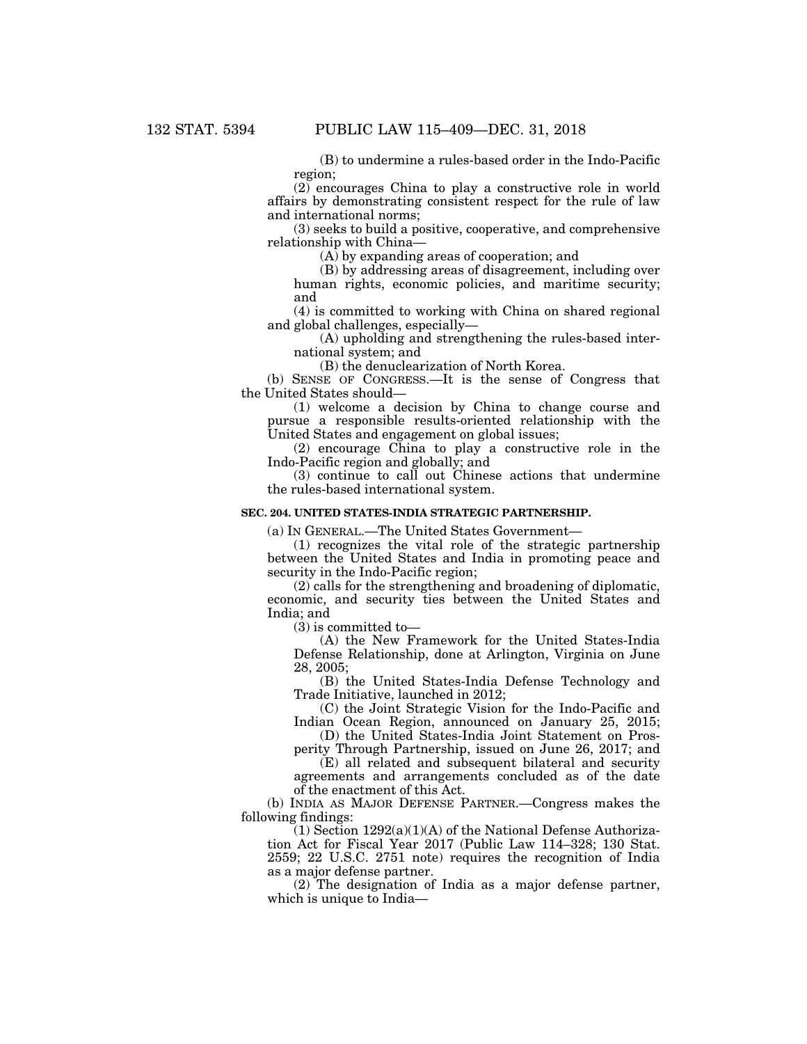(B) to undermine a rules-based order in the Indo-Pacific region;

(2) encourages China to play a constructive role in world affairs by demonstrating consistent respect for the rule of law and international norms;

(3) seeks to build a positive, cooperative, and comprehensive relationship with China—

(A) by expanding areas of cooperation; and

(B) by addressing areas of disagreement, including over human rights, economic policies, and maritime security; and

(4) is committed to working with China on shared regional and global challenges, especially—

(A) upholding and strengthening the rules-based international system; and

(B) the denuclearization of North Korea.

(b) SENSE OF CONGRESS.—It is the sense of Congress that the United States should—

(1) welcome a decision by China to change course and pursue a responsible results-oriented relationship with the United States and engagement on global issues;

(2) encourage China to play a constructive role in the Indo-Pacific region and globally; and

(3) continue to call out Chinese actions that undermine the rules-based international system.

**SEC. 204. UNITED STATES-INDIA STRATEGIC PARTNERSHIP.**

(a) IN GENERAL.—The United States Government—

(1) recognizes the vital role of the strategic partnership between the United States and India in promoting peace and security in the Indo-Pacific region;

(2) calls for the strengthening and broadening of diplomatic, economic, and security ties between the United States and India; and

(3) is committed to—

(A) the New Framework for the United States-India Defense Relationship, done at Arlington, Virginia on June 28, 2005;

(B) the United States-India Defense Technology and Trade Initiative, launched in 2012;

(C) the Joint Strategic Vision for the Indo-Pacific and Indian Ocean Region, announced on January 25, 2015;

(D) the United States-India Joint Statement on Prosperity Through Partnership, issued on June 26, 2017; and

(E) all related and subsequent bilateral and security agreements and arrangements concluded as of the date of the enactment of this Act.

(b) INDIA AS MAJOR DEFENSE PARTNER.—Congress makes the following findings:

(1) Section 1292(a)(1)(A) of the National Defense Authorization Act for Fiscal Year 2017 (Public Law 114–328; 130 Stat. 2559; 22 U.S.C. 2751 note) requires the recognition of India as a major defense partner.

(2) The designation of India as a major defense partner, which is unique to India—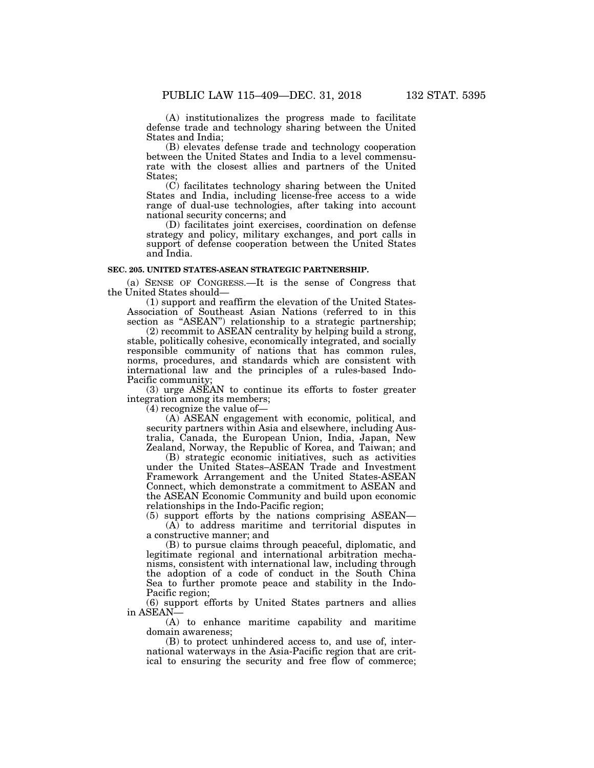(A) institutionalizes the progress made to facilitate defense trade and technology sharing between the United States and India;

(B) elevates defense trade and technology cooperation between the United States and India to a level commensurate with the closest allies and partners of the United States;

(C) facilitates technology sharing between the United States and India, including license-free access to a wide range of dual-use technologies, after taking into account national security concerns; and

(D) facilitates joint exercises, coordination on defense strategy and policy, military exchanges, and port calls in support of defense cooperation between the United States and India.

**SEC. 205. UNITED STATES-ASEAN STRATEGIC PARTNERSHIP.**

(a) SENSE OF CONGRESS.—It is the sense of Congress that the United States should—

(1) support and reaffirm the elevation of the United States-Association of Southeast Asian Nations (referred to in this section as "ASEAN") relationship to a strategic partnership;

(2) recommit to ASEAN centrality by helping build a strong, stable, politically cohesive, economically integrated, and socially responsible community of nations that has common rules, norms, procedures, and standards which are consistent with international law and the principles of a rules-based Indo-Pacific community;

(3) urge ASEAN to continue its efforts to foster greater integration among its members;

(4) recognize the value of—

(A) ASEAN engagement with economic, political, and security partners within Asia and elsewhere, including Australia, Canada, the European Union, India, Japan, New Zealand, Norway, the Republic of Korea, and Taiwan; and

(B) strategic economic initiatives, such as activities under the United States–ASEAN Trade and Investment Framework Arrangement and the United States-ASEAN Connect, which demonstrate a commitment to ASEAN and the ASEAN Economic Community and build upon economic relationships in the Indo-Pacific region;

(5) support efforts by the nations comprising ASEAN—

(A) to address maritime and territorial disputes in a constructive manner; and

(B) to pursue claims through peaceful, diplomatic, and legitimate regional and international arbitration mechanisms, consistent with international law, including through the adoption of a code of conduct in the South China Sea to further promote peace and stability in the Indo-Pacific region;

(6) support efforts by United States partners and allies in ASEAN—

(A) to enhance maritime capability and maritime domain awareness;

(B) to protect unhindered access to, and use of, international waterways in the Asia-Pacific region that are critical to ensuring the security and free flow of commerce;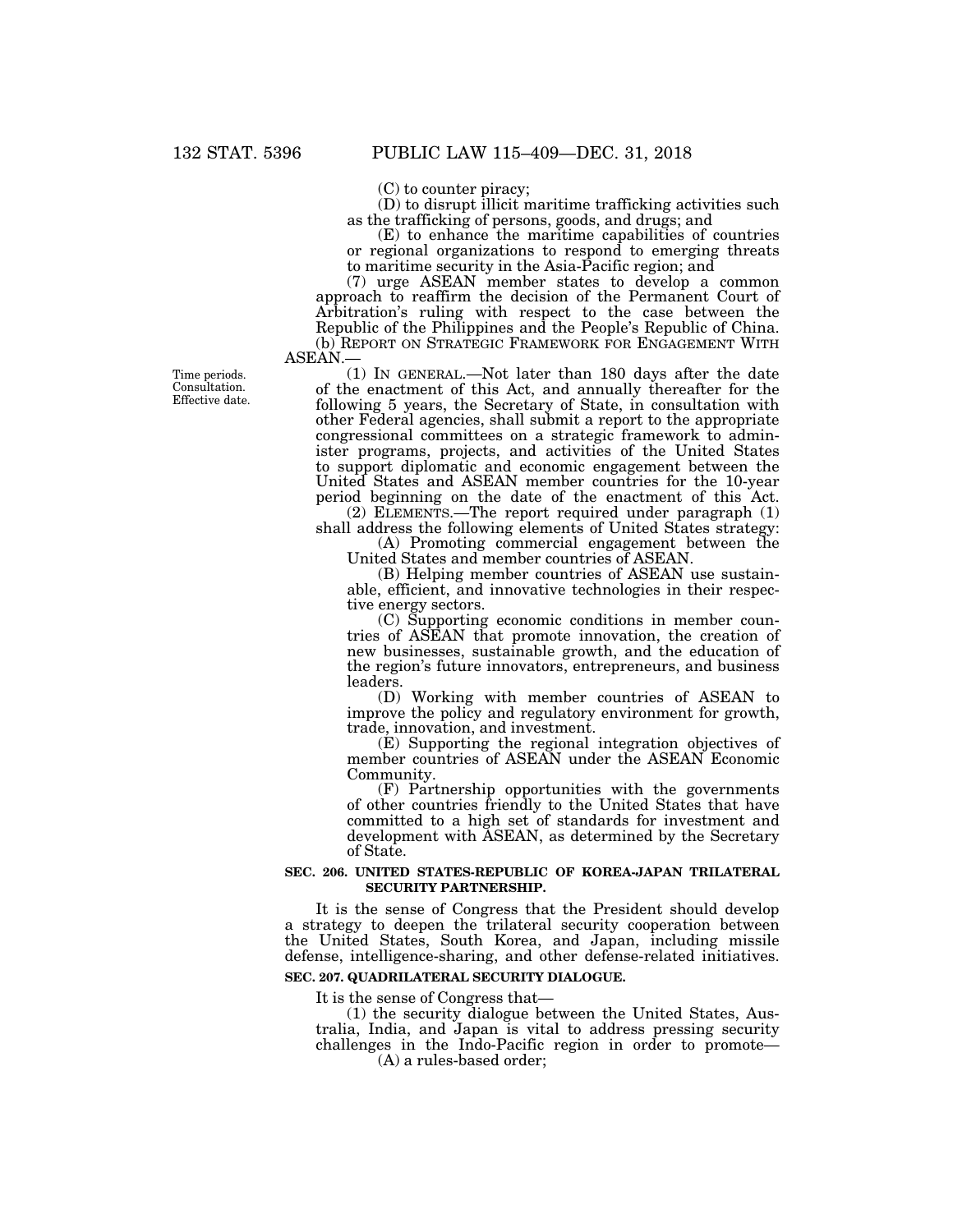(C) to counter piracy;

(D) to disrupt illicit maritime trafficking activities such as the trafficking of persons, goods, and drugs; and

(E) to enhance the maritime capabilities of countries or regional organizations to respond to emerging threats to maritime security in the Asia-Pacific region; and

(7) urge ASEAN member states to develop a common approach to reaffirm the decision of the Permanent Court of Arbitration's ruling with respect to the case between the Republic of the Philippines and the People's Republic of China.

(b) REPORT ON STRATEGIC FRAMEWORK FOR ENGAGEMENT WITH ASEAN.—

Time periods. Consultation. Effective date.

(1) IN GENERAL.—Not later than 180 days after the date of the enactment of this Act, and annually thereafter for the following 5 years, the Secretary of State, in consultation with other Federal agencies, shall submit a report to the appropriate congressional committees on a strategic framework to administer programs, projects, and activities of the United States to support diplomatic and economic engagement between the United States and ASEAN member countries for the 10-year period beginning on the date of the enactment of this Act.

(2) ELEMENTS.—The report required under paragraph (1) shall address the following elements of United States strategy:

(A) Promoting commercial engagement between the United States and member countries of ASEAN.

(B) Helping member countries of ASEAN use sustainable, efficient, and innovative technologies in their respective energy sectors.

(C) Supporting economic conditions in member countries of ASEAN that promote innovation, the creation of new businesses, sustainable growth, and the education of the region's future innovators, entrepreneurs, and business leaders.

(D) Working with member countries of ASEAN to improve the policy and regulatory environment for growth, trade, innovation, and investment.

(E) Supporting the regional integration objectives of member countries of ASEAN under the ASEAN Economic Community.

(F) Partnership opportunities with the governments of other countries friendly to the United States that have committed to a high set of standards for investment and development with ASEAN, as determined by the Secretary of State.

**SEC. 206. UNITED STATES-REPUBLIC OF KOREA-JAPAN TRILATERAL SECURITY PARTNERSHIP.**

It is the sense of Congress that the President should develop a strategy to deepen the trilateral security cooperation between the United States, South Korea, and Japan, including missile defense, intelligence-sharing, and other defense-related initiatives.

**SEC. 207. QUADRILATERAL SECURITY DIALOGUE.**

It is the sense of Congress that—

(1) the security dialogue between the United States, Australia, India, and Japan is vital to address pressing security challenges in the Indo-Pacific region in order to promote—

(A) a rules-based order;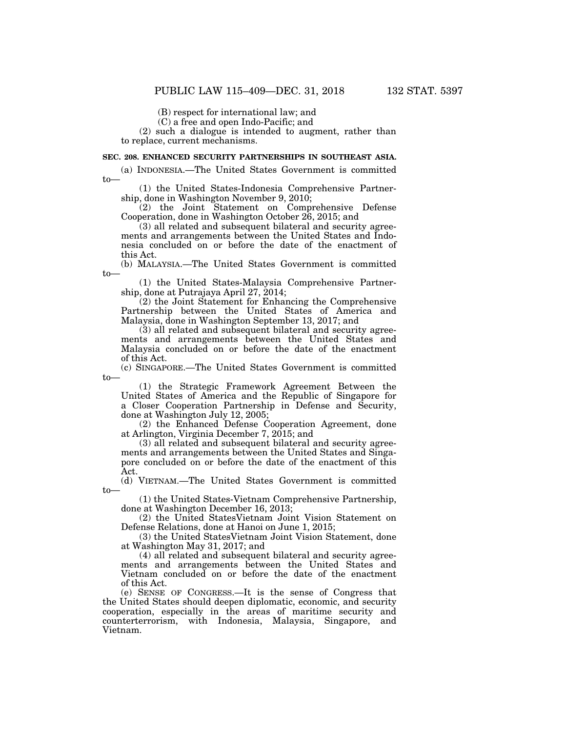(B) respect for international law; and

(C) a free and open Indo-Pacific; and

(2) such a dialogue is intended to augment, rather than to replace, current mechanisms.

**SEC. 208. ENHANCED SECURITY PARTNERSHIPS IN SOUTHEAST ASIA.**

(a) INDONESIA.—The United States Government is committed to—

(1) the United States-Indonesia Comprehensive Partnership, done in Washington November 9, 2010;

(2) the Joint Statement on Comprehensive Defense Cooperation, done in Washington October 26, 2015; and

(3) all related and subsequent bilateral and security agreements and arrangements between the United States and Indonesia concluded on or before the date of the enactment of this Act.

(b) MALAYSIA.—The United States Government is committed to—

(1) the United States-Malaysia Comprehensive Partnership, done at Putrajaya April 27, 2014;

(2) the Joint Statement for Enhancing the Comprehensive Partnership between the United States of America and Malaysia, done in Washington September 13, 2017; and

(3) all related and subsequent bilateral and security agreements and arrangements between the United States and Malaysia concluded on or before the date of the enactment of this Act.

(c) SINGAPORE.—The United States Government is committed to—

(1) the Strategic Framework Agreement Between the United States of America and the Republic of Singapore for a Closer Cooperation Partnership in Defense and Security, done at Washington July 12, 2005;

(2) the Enhanced Defense Cooperation Agreement, done at Arlington, Virginia December 7, 2015; and

(3) all related and subsequent bilateral and security agreements and arrangements between the United States and Singapore concluded on or before the date of the enactment of this Act.

(d) VIETNAM.—The United States Government is committed to—

(1) the United States-Vietnam Comprehensive Partnership, done at Washington December 16, 2013;

(2) the United StatesVietnam Joint Vision Statement on Defense Relations, done at Hanoi on June 1, 2015;

(3) the United StatesVietnam Joint Vision Statement, done at Washington May 31, 2017; and

(4) all related and subsequent bilateral and security agreements and arrangements between the United States and Vietnam concluded on or before the date of the enactment of this Act.

(e) SENSE OF CONGRESS.—It is the sense of Congress that the United States should deepen diplomatic, economic, and security cooperation, especially in the areas of maritime security and counterterrorism, with Indonesia, Malaysia, Singapore, and Vietnam.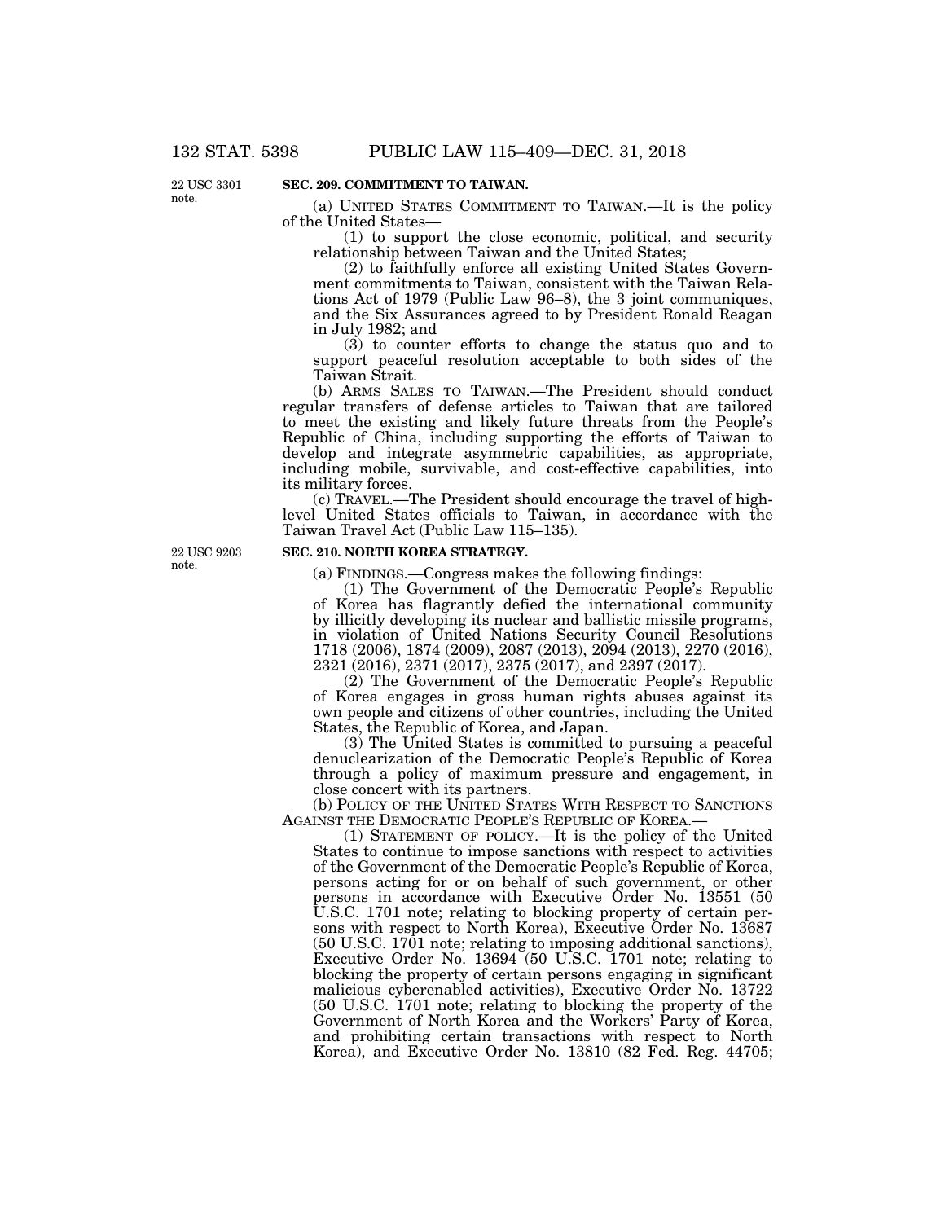**SEC. 209. COMMITMENT TO TAIWAN.**

22 USC 3301 note.

(a) UNITED STATES COMMITMENT TO TAIWAN.—It is the policy of the United States—

(1) to support the close economic, political, and security relationship between Taiwan and the United States;

(2) to faithfully enforce all existing United States Government commitments to Taiwan, consistent with the Taiwan Relations Act of 1979 (Public Law 96–8), the 3 joint communiques, and the Six Assurances agreed to by President Ronald Reagan in July 1982; and

(3) to counter efforts to change the status quo and to support peaceful resolution acceptable to both sides of the Taiwan Strait.

(b) ARMS SALES TO TAIWAN.—The President should conduct regular transfers of defense articles to Taiwan that are tailored to meet the existing and likely future threats from the People's Republic of China, including supporting the efforts of Taiwan to develop and integrate asymmetric capabilities, as appropriate, including mobile, survivable, and cost-effective capabilities, into its military forces.

(c) TRAVEL.—The President should encourage the travel of high-level United States officials to Taiwan, in accordance with the Taiwan Travel Act (Public Law 115–135).

**SEC. 210. NORTH KOREA STRATEGY.**

22 USC 9203 note.

(a) FINDINGS.—Congress makes the following findings:

(1) The Government of the Democratic People's Republic of Korea has flagrantly defied the international community by illicitly developing its nuclear and ballistic missile programs, in violation of United Nations Security Council Resolutions 1718 (2006), 1874 (2009), 2087 (2013), 2094 (2013), 2270 (2016), 2321 (2016), 2371 (2017), 2375 (2017), and 2397 (2017).

(2) The Government of the Democratic People's Republic of Korea engages in gross human rights abuses against its own people and citizens of other countries, including the United States, the Republic of Korea, and Japan.

(3) The United States is committed to pursuing a peaceful denuclearization of the Democratic People's Republic of Korea through a policy of maximum pressure and engagement, in close concert with its partners.

(b) POLICY OF THE UNITED STATES WITH RESPECT TO SANCTIONS AGAINST THE DEMOCRATIC PEOPLE'S REPUBLIC OF KOREA.—

(1) STATEMENT OF POLICY.—It is the policy of the United States to continue to impose sanctions with respect to activities of the Government of the Democratic People's Republic of Korea, persons acting for or on behalf of such government, or other persons in accordance with Executive Order No. 13551 (50 U.S.C. 1701 note; relating to blocking property of certain persons with respect to North Korea), Executive Order No. 13687 (50 U.S.C. 1701 note; relating to imposing additional sanctions), Executive Order No. 13694 (50 U.S.C. 1701 note; relating to blocking the property of certain persons engaging in significant malicious cyberenabled activities), Executive Order No. 13722 (50 U.S.C. 1701 note; relating to blocking the property of the Government of North Korea and the Workers' Party of Korea, and prohibiting certain transactions with respect to North Korea), and Executive Order No. 13810 (82 Fed. Reg. 44705;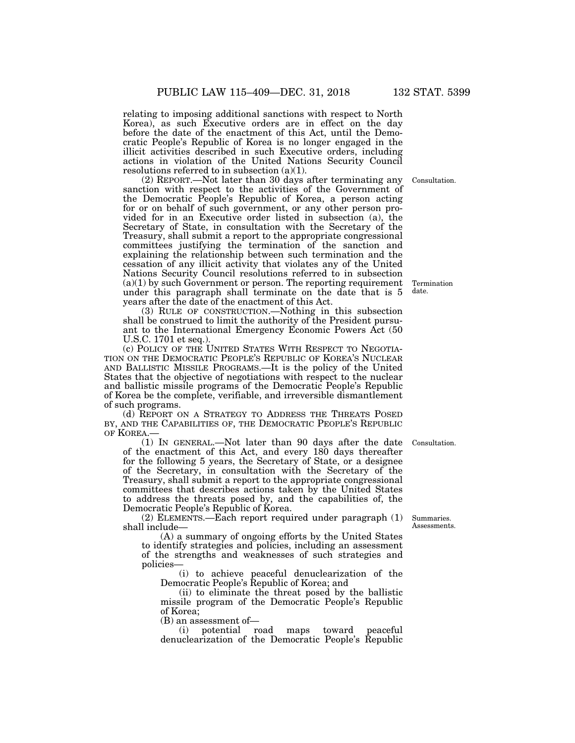relating to imposing additional sanctions with respect to North Korea), as such Executive orders are in effect on the day before the date of the enactment of this Act, until the Democratic People's Republic of Korea is no longer engaged in the illicit activities described in such Executive orders, including actions in violation of the United Nations Security Council resolutions referred to in subsection (a)(1).

(2) REPORT.—Not later than 30 days after terminating any sanction with respect to the activities of the Government of the Democratic People's Republic of Korea, a person acting for or on behalf of such government, or any other person provided for in an Executive order listed in subsection (a), the Secretary of State, in consultation with the Secretary of the Treasury, shall submit a report to the appropriate congressional committees justifying the termination of the sanction and explaining the relationship between such termination and the cessation of any illicit activity that violates any of the United Nations Security Council resolutions referred to in subsection (a)(1) by such Government or person. The reporting requirement under this paragraph shall terminate on the date that is 5 years after the date of the enactment of this Act.

Consultation.

Termination date.

(3) RULE OF CONSTRUCTION.—Nothing in this subsection shall be construed to limit the authority of the President pursuant to the International Emergency Economic Powers Act (50 U.S.C. 1701 et seq.).

(c) POLICY OF THE UNITED STATES WITH RESPECT TO NEGOTIATION ON THE DEMOCRATIC PEOPLE'S REPUBLIC OF KOREA'S NUCLEAR AND BALLISTIC MISSILE PROGRAMS.—It is the policy of the United States that the objective of negotiations with respect to the nuclear and ballistic missile programs of the Democratic People's Republic of Korea be the complete, verifiable, and irreversible dismantlement of such programs.

(d) REPORT ON A STRATEGY TO ADDRESS THE THREATS POSED BY, AND THE CAPABILITIES OF, THE DEMOCRATIC PEOPLE'S REPUBLIC OF KOREA.—

(1) IN GENERAL.—Not later than 90 days after the date of the enactment of this Act, and every 180 days thereafter for the following 5 years, the Secretary of State, or a designee of the Secretary, in consultation with the Secretary of the Treasury, shall submit a report to the appropriate congressional committees that describes actions taken by the United States to address the threats posed by, and the capabilities of, the Democratic People's Republic of Korea.

Consultation.

(2) ELEMENTS.—Each report required under paragraph (1) shall include—

Summaries. Assessments.

(A) a summary of ongoing efforts by the United States to identify strategies and policies, including an assessment of the strengths and weaknesses of such strategies and policies—

(i) to achieve peaceful denuclearization of the Democratic People's Republic of Korea; and

(ii) to eliminate the threat posed by the ballistic missile program of the Democratic People's Republic of Korea;

(B) an assessment of—

(i) potential road maps toward peaceful denuclearization of the Democratic People's Republic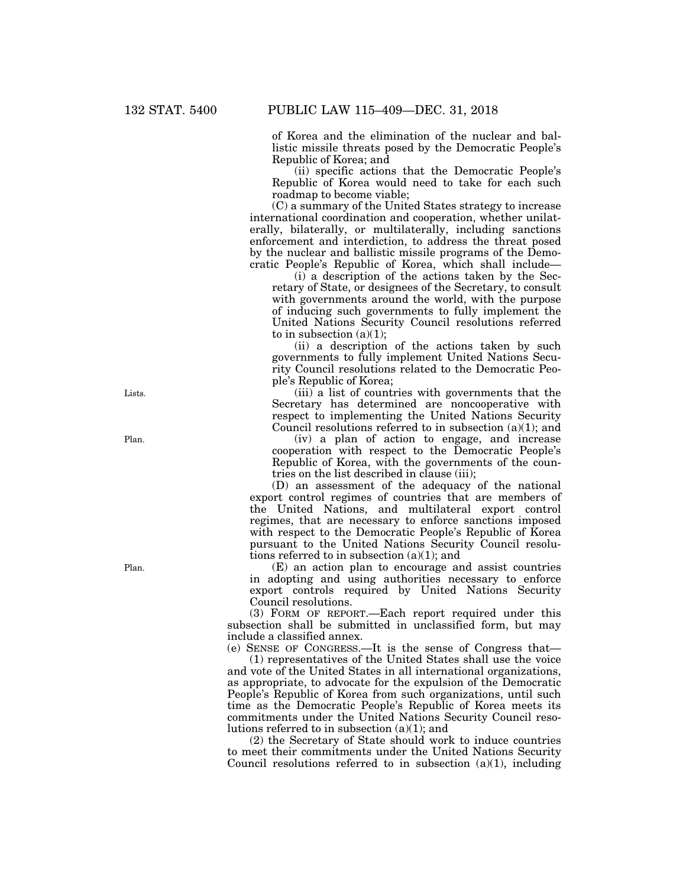of Korea and the elimination of the nuclear and ballistic missile threats posed by the Democratic People's Republic of Korea; and

(ii) specific actions that the Democratic People's Republic of Korea would need to take for each such roadmap to become viable;

(C) a summary of the United States strategy to increase international coordination and cooperation, whether unilaterally, bilaterally, or multilaterally, including sanctions enforcement and interdiction, to address the threat posed by the nuclear and ballistic missile programs of the Democratic People's Republic of Korea, which shall include—

(i) a description of the actions taken by the Secretary of State, or designees of the Secretary, to consult with governments around the world, with the purpose of inducing such governments to fully implement the United Nations Security Council resolutions referred to in subsection (a)(1);

(ii) a description of the actions taken by such governments to fully implement United Nations Security Council resolutions related to the Democratic People's Republic of Korea;

Lists.

(iii) a list of countries with governments that the Secretary has determined are noncooperative with respect to implementing the United Nations Security Council resolutions referred to in subsection (a)(1); and

Plan.

(iv) a plan of action to engage, and increase cooperation with respect to the Democratic People's Republic of Korea, with the governments of the countries on the list described in clause (iii);

(D) an assessment of the adequacy of the national export control regimes of countries that are members of the United Nations, and multilateral export control regimes, that are necessary to enforce sanctions imposed with respect to the Democratic People's Republic of Korea pursuant to the United Nations Security Council resolutions referred to in subsection (a)(1); and

Plan.

(E) an action plan to encourage and assist countries in adopting and using authorities necessary to enforce export controls required by United Nations Security Council resolutions.

(3) FORM OF REPORT.—Each report required under this subsection shall be submitted in unclassified form, but may include a classified annex.

(e) SENSE OF CONGRESS.—It is the sense of Congress that—

(1) representatives of the United States shall use the voice and vote of the United States in all international organizations, as appropriate, to advocate for the expulsion of the Democratic People's Republic of Korea from such organizations, until such time as the Democratic People's Republic of Korea meets its commitments under the United Nations Security Council resolutions referred to in subsection (a)(1); and

(2) the Secretary of State should work to induce countries to meet their commitments under the United Nations Security Council resolutions referred to in subsection (a)(1), including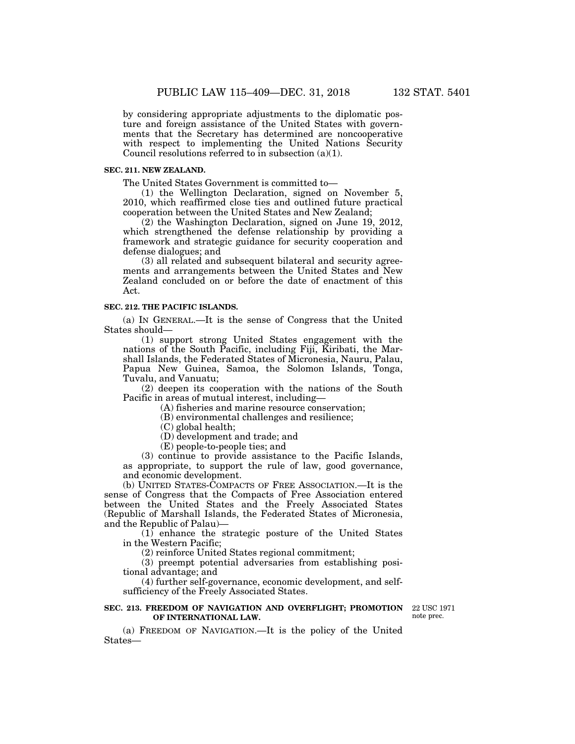by considering appropriate adjustments to the diplomatic posture and foreign assistance of the United States with governments that the Secretary has determined are noncooperative with respect to implementing the United Nations Security Council resolutions referred to in subsection (a)(1).

**SEC. 211. NEW ZEALAND.**

The United States Government is committed to—

(1) the Wellington Declaration, signed on November 5, 2010, which reaffirmed close ties and outlined future practical cooperation between the United States and New Zealand;

(2) the Washington Declaration, signed on June 19, 2012, which strengthened the defense relationship by providing a framework and strategic guidance for security cooperation and defense dialogues; and

(3) all related and subsequent bilateral and security agreements and arrangements between the United States and New Zealand concluded on or before the date of enactment of this Act.

**SEC. 212. THE PACIFIC ISLANDS.**

(a) IN GENERAL.—It is the sense of Congress that the United States should—

(1) support strong United States engagement with the nations of the South Pacific, including Fiji, Kiribati, the Marshall Islands, the Federated States of Micronesia, Nauru, Palau, Papua New Guinea, Samoa, the Solomon Islands, Tonga, Tuvalu, and Vanuatu;

(2) deepen its cooperation with the nations of the South Pacific in areas of mutual interest, including—

(A) fisheries and marine resource conservation;

(B) environmental challenges and resilience;

(C) global health;

(D) development and trade; and

(E) people-to-people ties; and

(3) continue to provide assistance to the Pacific Islands, as appropriate, to support the rule of law, good governance, and economic development.

(b) UNITED STATES-COMPACTS OF FREE ASSOCIATION.—It is the sense of Congress that the Compacts of Free Association entered between the United States and the Freely Associated States (Republic of Marshall Islands, the Federated States of Micronesia, and the Republic of Palau)—

(1) enhance the strategic posture of the United States in the Western Pacific;

(2) reinforce United States regional commitment;

(3) preempt potential adversaries from establishing positional advantage; and

(4) further self-governance, economic development, and self-sufficiency of the Freely Associated States.

**SEC. 213. FREEDOM OF NAVIGATION AND OVERFLIGHT; PROMOTION OF INTERNATIONAL LAW.**

22 USC 1971 note prec.

(a) FREEDOM OF NAVIGATION.—It is the policy of the United States—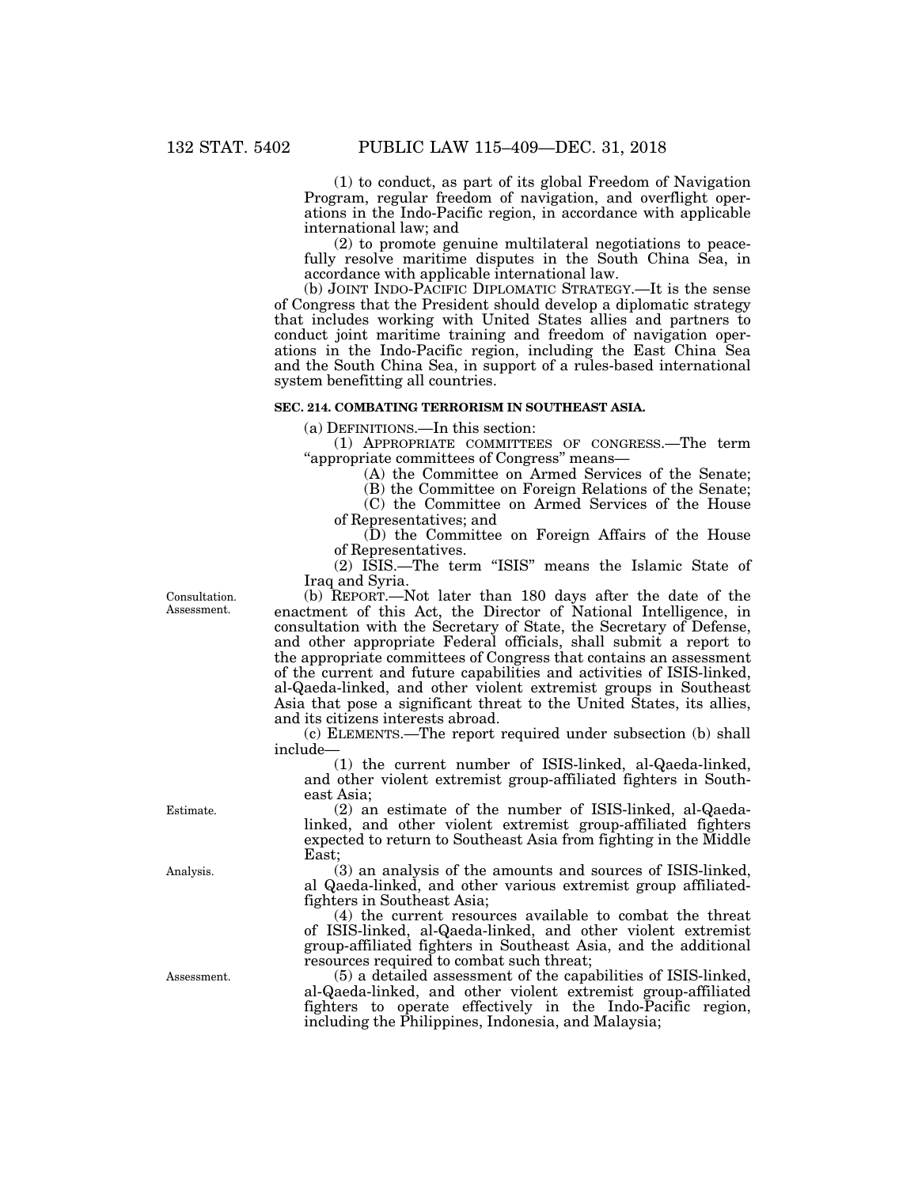(1) to conduct, as part of its global Freedom of Navigation Program, regular freedom of navigation, and overflight operations in the Indo-Pacific region, in accordance with applicable international law; and

(2) to promote genuine multilateral negotiations to peacefully resolve maritime disputes in the South China Sea, in accordance with applicable international law.

(b) JOINT INDO-PACIFIC DIPLOMATIC STRATEGY.—It is the sense of Congress that the President should develop a diplomatic strategy that includes working with United States allies and partners to conduct joint maritime training and freedom of navigation operations in the Indo-Pacific region, including the East China Sea and the South China Sea, in support of a rules-based international system benefitting all countries.

**SEC. 214. COMBATING TERRORISM IN SOUTHEAST ASIA.**

(a) DEFINITIONS.—In this section:

(1) APPROPRIATE COMMITTEES OF CONGRESS.—The term "appropriate committees of Congress" means—

(A) the Committee on Armed Services of the Senate;

(B) the Committee on Foreign Relations of the Senate;

(C) the Committee on Armed Services of the House of Representatives; and

(D) the Committee on Foreign Affairs of the House of Representatives.

(2) ISIS.—The term "ISIS" means the Islamic State of Iraq and Syria.

Consultation. Assessment.

(b) REPORT.—Not later than 180 days after the date of the enactment of this Act, the Director of National Intelligence, in consultation with the Secretary of State, the Secretary of Defense, and other appropriate Federal officials, shall submit a report to the appropriate committees of Congress that contains an assessment of the current and future capabilities and activities of ISIS-linked, al-Qaeda-linked, and other violent extremist groups in Southeast Asia that pose a significant threat to the United States, its allies, and its citizens interests abroad.

(c) ELEMENTS.—The report required under subsection (b) shall include—

(1) the current number of ISIS-linked, al-Qaeda-linked, and other violent extremist group-affiliated fighters in Southeast Asia;

Estimate.

(2) an estimate of the number of ISIS-linked, al-Qaeda-linked, and other violent extremist group-affiliated fighters expected to return to Southeast Asia from fighting in the Middle East;

Analysis.

(3) an analysis of the amounts and sources of ISIS-linked, al Qaeda-linked, and other various extremist group affiliated-fighters in Southeast Asia;

(4) the current resources available to combat the threat of ISIS-linked, al-Qaeda-linked, and other violent extremist group-affiliated fighters in Southeast Asia, and the additional resources required to combat such threat;

Assessment.

(5) a detailed assessment of the capabilities of ISIS-linked, al-Qaeda-linked, and other violent extremist group-affiliated fighters to operate effectively in the Indo-Pacific region, including the Philippines, Indonesia, and Malaysia;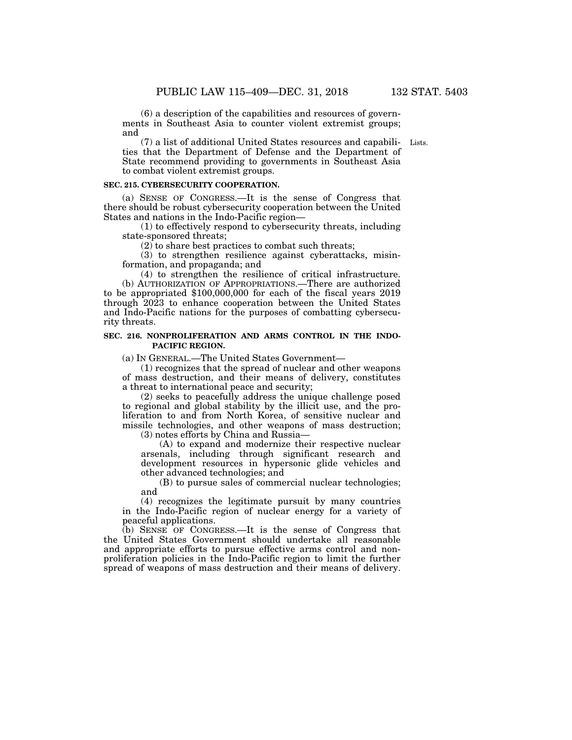(6) a description of the capabilities and resources of governments in Southeast Asia to counter violent extremist groups; and

(7) a list of additional United States resources and capabilities that the Department of Defense and the Department of State recommend providing to governments in Southeast Asia to combat violent extremist groups.

Lists.

**SEC. 215. CYBERSECURITY COOPERATION.**

(a) SENSE OF CONGRESS.—It is the sense of Congress that there should be robust cybersecurity cooperation between the United States and nations in the Indo-Pacific region—

(1) to effectively respond to cybersecurity threats, including state-sponsored threats;

(2) to share best practices to combat such threats;

(3) to strengthen resilience against cyberattacks, misinformation, and propaganda; and

(4) to strengthen the resilience of critical infrastructure.

(b) AUTHORIZATION OF APPROPRIATIONS.—There are authorized to be appropriated $100,000,000 for each of the fiscal years 2019 through 2023 to enhance cooperation between the United States and Indo-Pacific nations for the purposes of combatting cybersecurity threats.

**SEC. 216. NONPROLIFERATION AND ARMS CONTROL IN THE INDO-PACIFIC REGION.**

(a) IN GENERAL.—The United States Government—

(1) recognizes that the spread of nuclear and other weapons of mass destruction, and their means of delivery, constitutes a threat to international peace and security;

(2) seeks to peacefully address the unique challenge posed to regional and global stability by the illicit use, and the proliferation to and from North Korea, of sensitive nuclear and missile technologies, and other weapons of mass destruction;

(3) notes efforts by China and Russia—

(A) to expand and modernize their respective nuclear arsenals, including through significant research and development resources in hypersonic glide vehicles and other advanced technologies; and

(B) to pursue sales of commercial nuclear technologies; and

(4) recognizes the legitimate pursuit by many countries in the Indo-Pacific region of nuclear energy for a variety of peaceful applications.

(b) SENSE OF CONGRESS.—It is the sense of Congress that the United States Government should undertake all reasonable and appropriate efforts to pursue effective arms control and nonproliferation policies in the Indo-Pacific region to limit the further spread of weapons of mass destruction and their means of delivery.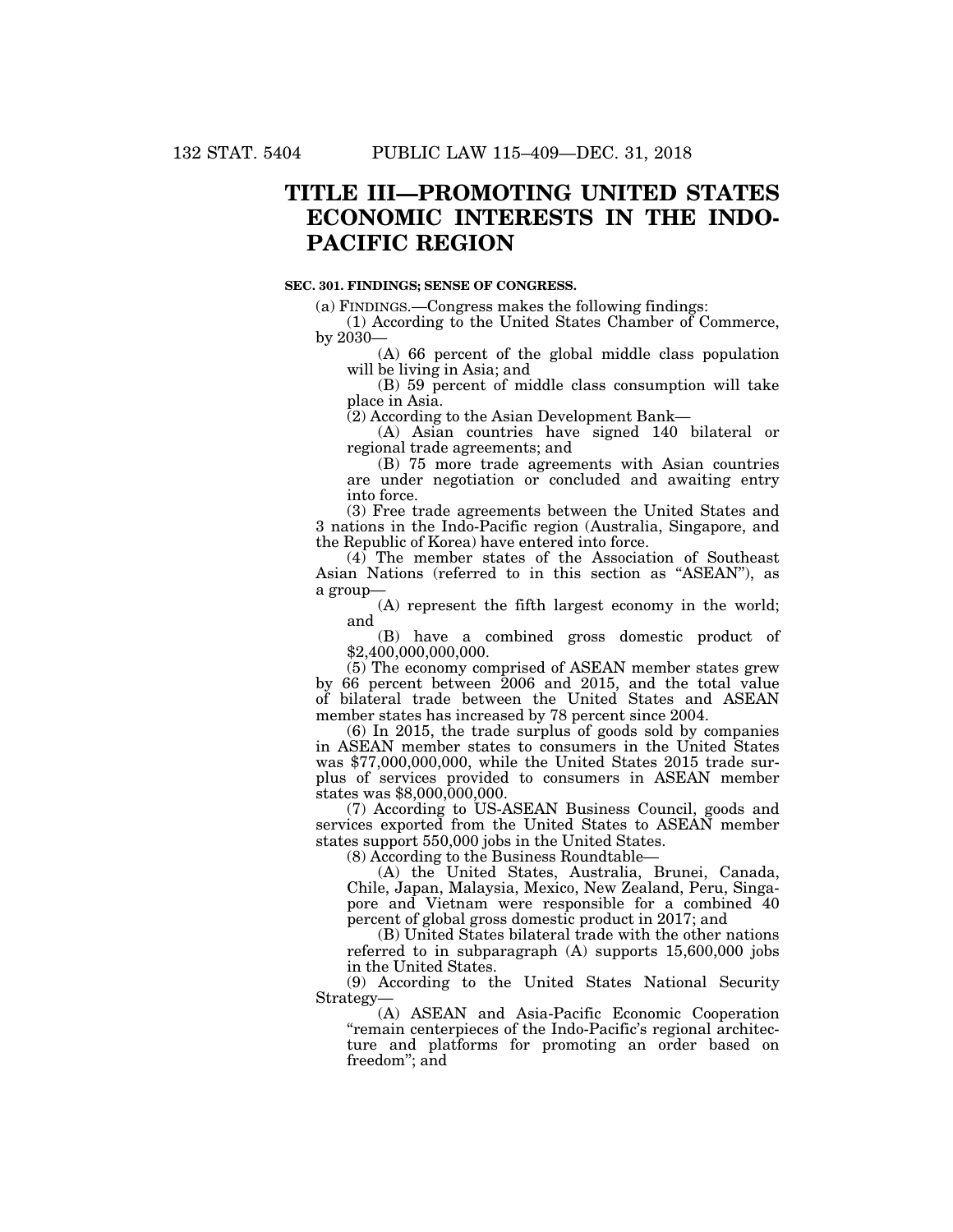# TITLE III—PROMOTING UNITED STATES ECONOMIC INTERESTS IN THE INDO-PACIFIC REGION

**SEC. 301. FINDINGS; SENSE OF CONGRESS.**

(a) FINDINGS.—Congress makes the following findings:

(1) According to the United States Chamber of Commerce, by 2030—

(A) 66 percent of the global middle class population will be living in Asia; and

(B) 59 percent of middle class consumption will take place in Asia.

(2) According to the Asian Development Bank—

(A) Asian countries have signed 140 bilateral or regional trade agreements; and

(B) 75 more trade agreements with Asian countries are under negotiation or concluded and awaiting entry into force.

(3) Free trade agreements between the United States and 3 nations in the Indo-Pacific region (Australia, Singapore, and the Republic of Korea) have entered into force.

(4) The member states of the Association of Southeast Asian Nations (referred to in this section as "ASEAN"), as a group—

(A) represent the fifth largest economy in the world; and

(B) have a combined gross domestic product of $2,400,000,000,000.

(5) The economy comprised of ASEAN member states grew by 66 percent between 2006 and 2015, and the total value of bilateral trade between the United States and ASEAN member states has increased by 78 percent since 2004.

(6) In 2015, the trade surplus of goods sold by companies in ASEAN member states to consumers in the United States was $77,000,000,000, while the United States 2015 trade surplus of services provided to consumers in ASEAN member states was $8,000,000,000.

(7) According to US-ASEAN Business Council, goods and services exported from the United States to ASEAN member states support 550,000 jobs in the United States.

(8) According to the Business Roundtable—

(A) the United States, Australia, Brunei, Canada, Chile, Japan, Malaysia, Mexico, New Zealand, Peru, Singapore and Vietnam were responsible for a combined 40 percent of global gross domestic product in 2017; and

(B) United States bilateral trade with the other nations referred to in subparagraph (A) supports 15,600,000 jobs in the United States.

(9) According to the United States National Security Strategy—

(A) ASEAN and Asia-Pacific Economic Cooperation "remain centerpieces of the Indo-Pacific's regional architecture and platforms for promoting an order based on freedom"; and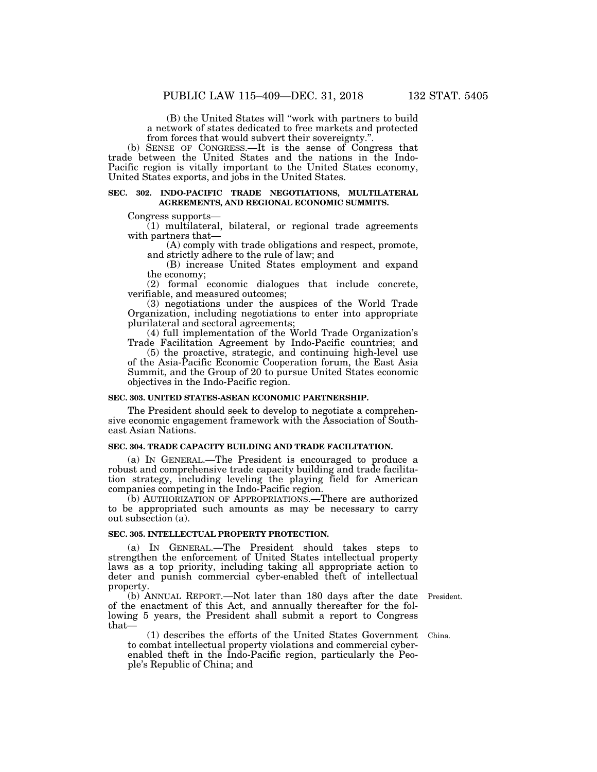(B) the United States will "work with partners to build a network of states dedicated to free markets and protected from forces that would subvert their sovereignty.".

(b) SENSE OF CONGRESS.—It is the sense of Congress that trade between the United States and the nations in the Indo-Pacific region is vitally important to the United States economy, United States exports, and jobs in the United States.

**SEC. 302. INDO-PACIFIC TRADE NEGOTIATIONS, MULTILATERAL AGREEMENTS, AND REGIONAL ECONOMIC SUMMITS.**

Congress supports—

(1) multilateral, bilateral, or regional trade agreements with partners that—

(A) comply with trade obligations and respect, promote, and strictly adhere to the rule of law; and

(B) increase United States employment and expand the economy;

(2) formal economic dialogues that include concrete, verifiable, and measured outcomes;

(3) negotiations under the auspices of the World Trade Organization, including negotiations to enter into appropriate plurilateral and sectoral agreements;

(4) full implementation of the World Trade Organization's Trade Facilitation Agreement by Indo-Pacific countries; and

(5) the proactive, strategic, and continuing high-level use of the Asia-Pacific Economic Cooperation forum, the East Asia Summit, and the Group of 20 to pursue United States economic objectives in the Indo-Pacific region.

**SEC. 303. UNITED STATES-ASEAN ECONOMIC PARTNERSHIP.**

The President should seek to develop to negotiate a comprehensive economic engagement framework with the Association of Southeast Asian Nations.

**SEC. 304. TRADE CAPACITY BUILDING AND TRADE FACILITATION.**

(a) IN GENERAL.—The President is encouraged to produce a robust and comprehensive trade capacity building and trade facilitation strategy, including leveling the playing field for American companies competing in the Indo-Pacific region.

(b) AUTHORIZATION OF APPROPRIATIONS.—There are authorized to be appropriated such amounts as may be necessary to carry out subsection (a).

**SEC. 305. INTELLECTUAL PROPERTY PROTECTION.**

(a) IN GENERAL.—The President should takes steps to strengthen the enforcement of United States intellectual property laws as a top priority, including taking all appropriate action to deter and punish commercial cyber-enabled theft of intellectual property.

President.

(b) ANNUAL REPORT.—Not later than 180 days after the date of the enactment of this Act, and annually thereafter for the following 5 years, the President shall submit a report to Congress that—

China.

(1) describes the efforts of the United States Government to combat intellectual property violations and commercial cyber-enabled theft in the Indo-Pacific region, particularly the People's Republic of China; and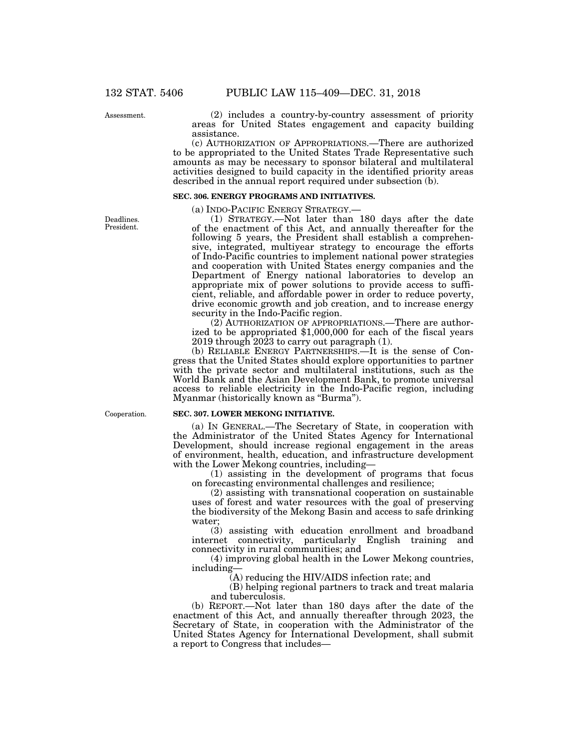(2) includes a country-by-country assessment of priority areas for United States engagement and capacity building assistance.

(c) AUTHORIZATION OF APPROPRIATIONS.—There are authorized to be appropriated to the United States Trade Representative such amounts as may be necessary to sponsor bilateral and multilateral activities designed to build capacity in the identified priority areas described in the annual report required under subsection (b).

**SEC. 306. ENERGY PROGRAMS AND INITIATIVES.**

(a) INDO-PACIFIC ENERGY STRATEGY.—

(1) STRATEGY.—Not later than 180 days after the date of the enactment of this Act, and annually thereafter for the following 5 years, the President shall establish a comprehensive, integrated, multiyear strategy to encourage the efforts of Indo-Pacific countries to implement national power strategies and cooperation with United States energy companies and the Department of Energy national laboratories to develop an appropriate mix of power solutions to provide access to sufficient, reliable, and affordable power in order to reduce poverty, drive economic growth and job creation, and to increase energy security in the Indo-Pacific region.

(2) AUTHORIZATION OF APPROPRIATIONS.—There are authorized to be appropriated $1,000,000 for each of the fiscal years 2019 through 2023 to carry out paragraph (1).

(b) RELIABLE ENERGY PARTNERSHIPS.—It is the sense of Congress that the United States should explore opportunities to partner with the private sector and multilateral institutions, such as the World Bank and the Asian Development Bank, to promote universal access to reliable electricity in the Indo-Pacific region, including Myanmar (historically known as "Burma").

**SEC. 307. LOWER MEKONG INITIATIVE.**

(a) IN GENERAL.—The Secretary of State, in cooperation with the Administrator of the United States Agency for International Development, should increase regional engagement in the areas of environment, health, education, and infrastructure development with the Lower Mekong countries, including—

(1) assisting in the development of programs that focus on forecasting environmental challenges and resilience;

(2) assisting with transnational cooperation on sustainable uses of forest and water resources with the goal of preserving the biodiversity of the Mekong Basin and access to safe drinking water;

(3) assisting with education enrollment and broadband internet connectivity, particularly English training and connectivity in rural communities; and

(4) improving global health in the Lower Mekong countries, including—

(A) reducing the HIV/AIDS infection rate; and

(B) helping regional partners to track and treat malaria and tuberculosis.

(b) REPORT.—Not later than 180 days after the date of the enactment of this Act, and annually thereafter through 2023, the Secretary of State, in cooperation with the Administrator of the United States Agency for International Development, shall submit a report to Congress that includes—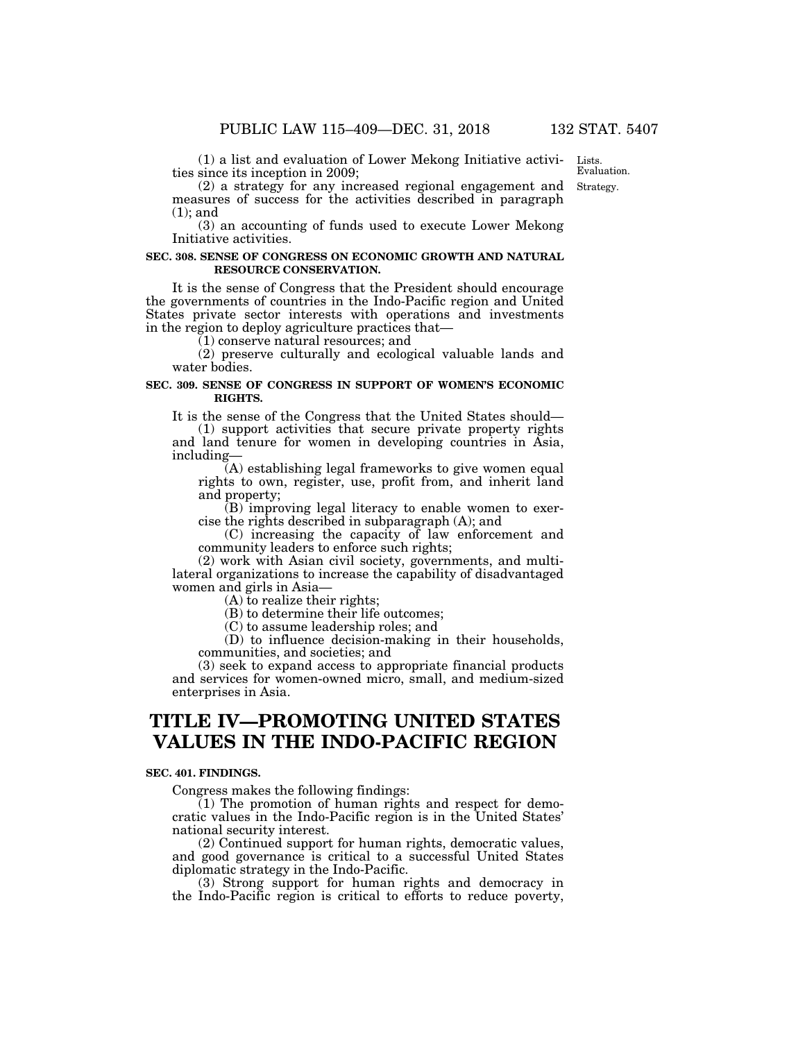(1) a list and evaluation of Lower Mekong Initiative activities since its inception in 2009;

(2) a strategy for any increased regional engagement and measures of success for the activities described in paragraph (1); and

(3) an accounting of funds used to execute Lower Mekong Initiative activities.

Lists.
Evaluation.
Strategy.

**SEC. 308. SENSE OF CONGRESS ON ECONOMIC GROWTH AND NATURAL RESOURCE CONSERVATION.**

It is the sense of Congress that the President should encourage the governments of countries in the Indo-Pacific region and United States private sector interests with operations and investments in the region to deploy agriculture practices that—

(1) conserve natural resources; and

(2) preserve culturally and ecological valuable lands and water bodies.

**SEC. 309. SENSE OF CONGRESS IN SUPPORT OF WOMEN'S ECONOMIC RIGHTS.**

It is the sense of the Congress that the United States should—

(1) support activities that secure private property rights and land tenure for women in developing countries in Asia, including—

(A) establishing legal frameworks to give women equal rights to own, register, use, profit from, and inherit land and property;

(B) improving legal literacy to enable women to exercise the rights described in subparagraph (A); and

(C) increasing the capacity of law enforcement and community leaders to enforce such rights;

(2) work with Asian civil society, governments, and multilateral organizations to increase the capability of disadvantaged women and girls in Asia—

(A) to realize their rights;

(B) to determine their life outcomes;

(C) to assume leadership roles; and

(D) to influence decision-making in their households, communities, and societies; and

(3) seek to expand access to appropriate financial products and services for women-owned micro, small, and medium-sized enterprises in Asia.

# TITLE IV—PROMOTING UNITED STATES VALUES IN THE INDO-PACIFIC REGION

**SEC. 401. FINDINGS.**

Congress makes the following findings:

(1) The promotion of human rights and respect for democratic values in the Indo-Pacific region is in the United States' national security interest.

(2) Continued support for human rights, democratic values, and good governance is critical to a successful United States diplomatic strategy in the Indo-Pacific.

(3) Strong support for human rights and democracy in the Indo-Pacific region is critical to efforts to reduce poverty,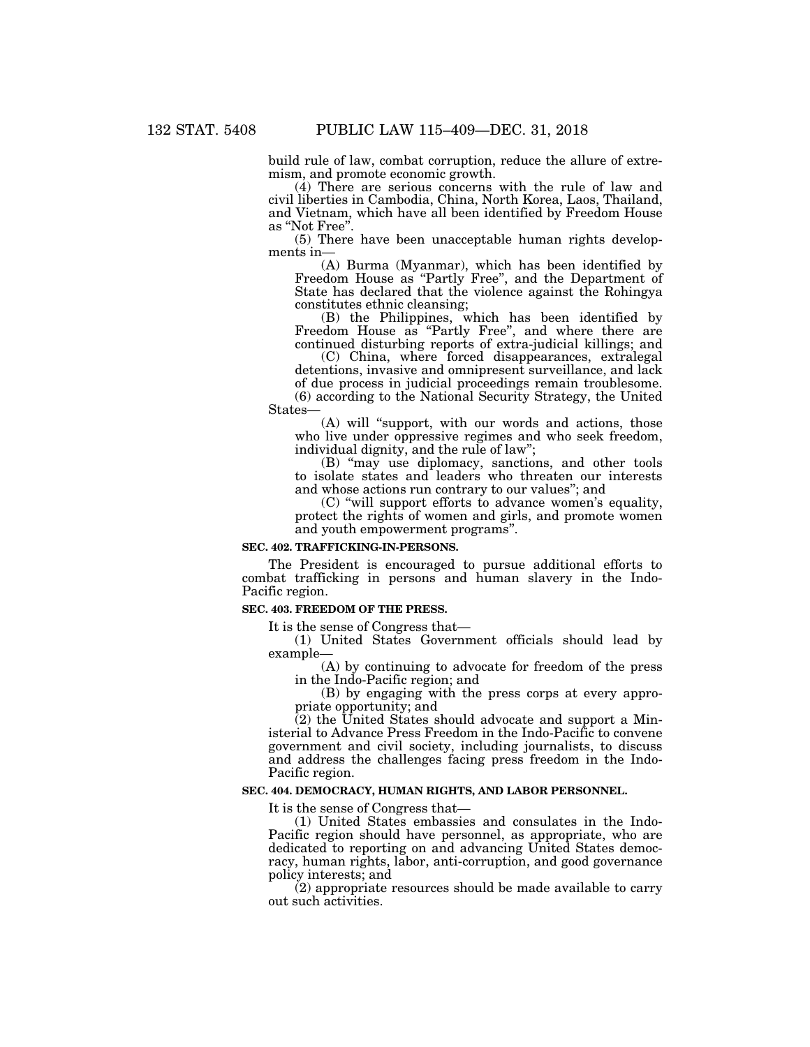build rule of law, combat corruption, reduce the allure of extremism, and promote economic growth.

(4) There are serious concerns with the rule of law and civil liberties in Cambodia, China, North Korea, Laos, Thailand, and Vietnam, which have all been identified by Freedom House as "Not Free".

(5) There have been unacceptable human rights developments in—

(A) Burma (Myanmar), which has been identified by Freedom House as "Partly Free", and the Department of State has declared that the violence against the Rohingya constitutes ethnic cleansing;

(B) the Philippines, which has been identified by Freedom House as "Partly Free", and where there are continued disturbing reports of extra-judicial killings; and

(C) China, where forced disappearances, extralegal detentions, invasive and omnipresent surveillance, and lack of due process in judicial proceedings remain troublesome.

(6) according to the National Security Strategy, the United States—

(A) will "support, with our words and actions, those who live under oppressive regimes and who seek freedom, individual dignity, and the rule of law";

(B) "may use diplomacy, sanctions, and other tools to isolate states and leaders who threaten our interests and whose actions run contrary to our values"; and

(C) "will support efforts to advance women's equality, protect the rights of women and girls, and promote women and youth empowerment programs".

**SEC. 402. TRAFFICKING-IN-PERSONS.**

The President is encouraged to pursue additional efforts to combat trafficking in persons and human slavery in the Indo-Pacific region.

**SEC. 403. FREEDOM OF THE PRESS.**

It is the sense of Congress that—

(1) United States Government officials should lead by example—

(A) by continuing to advocate for freedom of the press in the Indo-Pacific region; and

(B) by engaging with the press corps at every appropriate opportunity; and

(2) the United States should advocate and support a Ministerial to Advance Press Freedom in the Indo-Pacific to convene government and civil society, including journalists, to discuss and address the challenges facing press freedom in the Indo-Pacific region.

**SEC. 404. DEMOCRACY, HUMAN RIGHTS, AND LABOR PERSONNEL.**

It is the sense of Congress that—

(1) United States embassies and consulates in the Indo-Pacific region should have personnel, as appropriate, who are dedicated to reporting on and advancing United States democracy, human rights, labor, anti-corruption, and good governance policy interests; and

(2) appropriate resources should be made available to carry out such activities.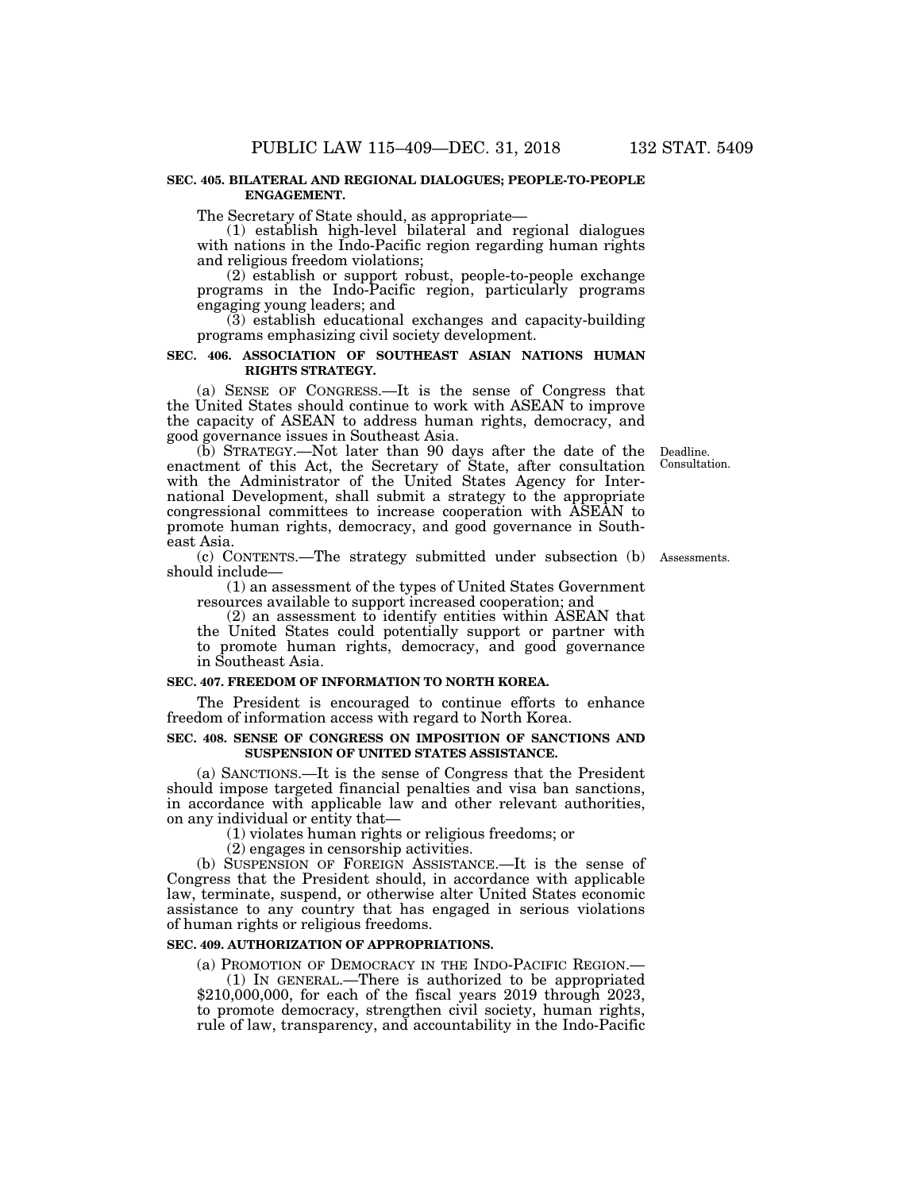### SEC. 405. BILATERAL AND REGIONAL DIALOGUES; PEOPLE-TO-PEOPLE ENGAGEMENT.

The Secretary of State should, as appropriate—

(1) establish high-level bilateral and regional dialogues with nations in the Indo-Pacific region regarding human rights and religious freedom violations;

(2) establish or support robust, people-to-people exchange programs in the Indo-Pacific region, particularly programs engaging young leaders; and

(3) establish educational exchanges and capacity-building programs emphasizing civil society development.

### SEC. 406. ASSOCIATION OF SOUTHEAST ASIAN NATIONS HUMAN RIGHTS STRATEGY.

(a) SENSE OF CONGRESS.—It is the sense of Congress that the United States should continue to work with ASEAN to improve the capacity of ASEAN to address human rights, democracy, and good governance issues in Southeast Asia.

Deadline. Consultation.

(b) STRATEGY.—Not later than 90 days after the date of the enactment of this Act, the Secretary of State, after consultation with the Administrator of the United States Agency for International Development, shall submit a strategy to the appropriate congressional committees to increase cooperation with ASEAN to promote human rights, democracy, and good governance in Southeast Asia.

Assessments.

(c) CONTENTS.—The strategy submitted under subsection (b) should include—

(1) an assessment of the types of United States Government resources available to support increased cooperation; and

(2) an assessment to identify entities within ASEAN that the United States could potentially support or partner with to promote human rights, democracy, and good governance in Southeast Asia.

### SEC. 407. FREEDOM OF INFORMATION TO NORTH KOREA.

The President is encouraged to continue efforts to enhance freedom of information access with regard to North Korea.

### SEC. 408. SENSE OF CONGRESS ON IMPOSITION OF SANCTIONS AND SUSPENSION OF UNITED STATES ASSISTANCE.

(a) SANCTIONS.—It is the sense of Congress that the President should impose targeted financial penalties and visa ban sanctions, in accordance with applicable law and other relevant authorities, on any individual or entity that—

(1) violates human rights or religious freedoms; or

(2) engages in censorship activities.

(b) SUSPENSION OF FOREIGN ASSISTANCE.—It is the sense of Congress that the President should, in accordance with applicable law, terminate, suspend, or otherwise alter United States economic assistance to any country that has engaged in serious violations of human rights or religious freedoms.

### SEC. 409. AUTHORIZATION OF APPROPRIATIONS.

(a) PROMOTION OF DEMOCRACY IN THE INDO-PACIFIC REGION.—

(1) IN GENERAL.—There is authorized to be appropriated $210,000,000, for each of the fiscal years 2019 through 2023, to promote democracy, strengthen civil society, human rights, rule of law, transparency, and accountability in the Indo-Pacific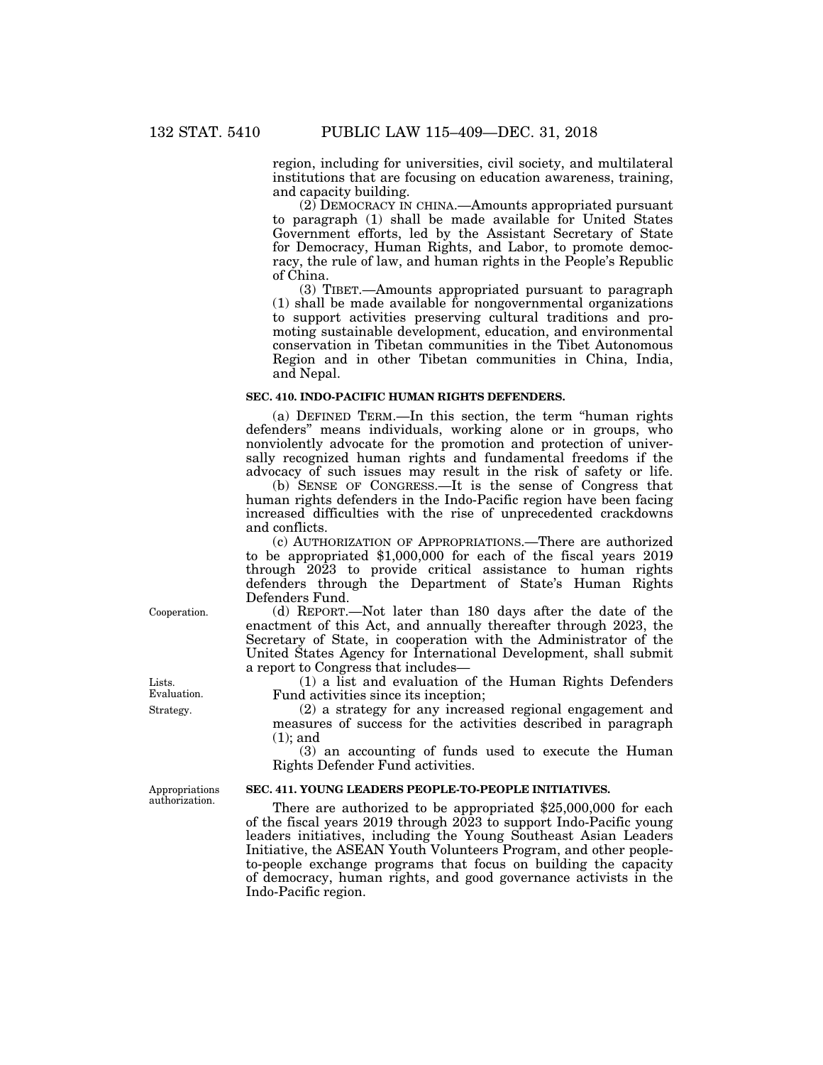region, including for universities, civil society, and multilateral institutions that are focusing on education awareness, training, and capacity building.

(2) DEMOCRACY IN CHINA.—Amounts appropriated pursuant to paragraph (1) shall be made available for United States Government efforts, led by the Assistant Secretary of State for Democracy, Human Rights, and Labor, to promote democracy, the rule of law, and human rights in the People's Republic of China.

(3) TIBET.—Amounts appropriated pursuant to paragraph (1) shall be made available for nongovernmental organizations to support activities preserving cultural traditions and promoting sustainable development, education, and environmental conservation in Tibetan communities in the Tibet Autonomous Region and in other Tibetan communities in China, India, and Nepal.

**SEC. 410. INDO-PACIFIC HUMAN RIGHTS DEFENDERS.**

(a) DEFINED TERM.—In this section, the term "human rights defenders" means individuals, working alone or in groups, who nonviolently advocate for the promotion and protection of universally recognized human rights and fundamental freedoms if the advocacy of such issues may result in the risk of safety or life.

(b) SENSE OF CONGRESS.—It is the sense of Congress that human rights defenders in the Indo-Pacific region have been facing increased difficulties with the rise of unprecedented crackdowns and conflicts.

(c) AUTHORIZATION OF APPROPRIATIONS.—There are authorized to be appropriated $1,000,000 for each of the fiscal years 2019 through 2023 to provide critical assistance to human rights defenders through the Department of State's Human Rights Defenders Fund.

Cooperation.

(d) REPORT.—Not later than 180 days after the date of the enactment of this Act, and annually thereafter through 2023, the Secretary of State, in cooperation with the Administrator of the United States Agency for International Development, shall submit a report to Congress that includes—

Lists.
Evaluation.

(1) a list and evaluation of the Human Rights Defenders Fund activities since its inception;

Strategy.

(2) a strategy for any increased regional engagement and measures of success for the activities described in paragraph (1); and

(3) an accounting of funds used to execute the Human Rights Defender Fund activities.

Appropriations authorization.

**SEC. 411. YOUNG LEADERS PEOPLE-TO-PEOPLE INITIATIVES.**

There are authorized to be appropriated $25,000,000 for each of the fiscal years 2019 through 2023 to support Indo-Pacific young leaders initiatives, including the Young Southeast Asian Leaders Initiative, the ASEAN Youth Volunteers Program, and other people-to-people exchange programs that focus on building the capacity of democracy, human rights, and good governance activists in the Indo-Pacific region.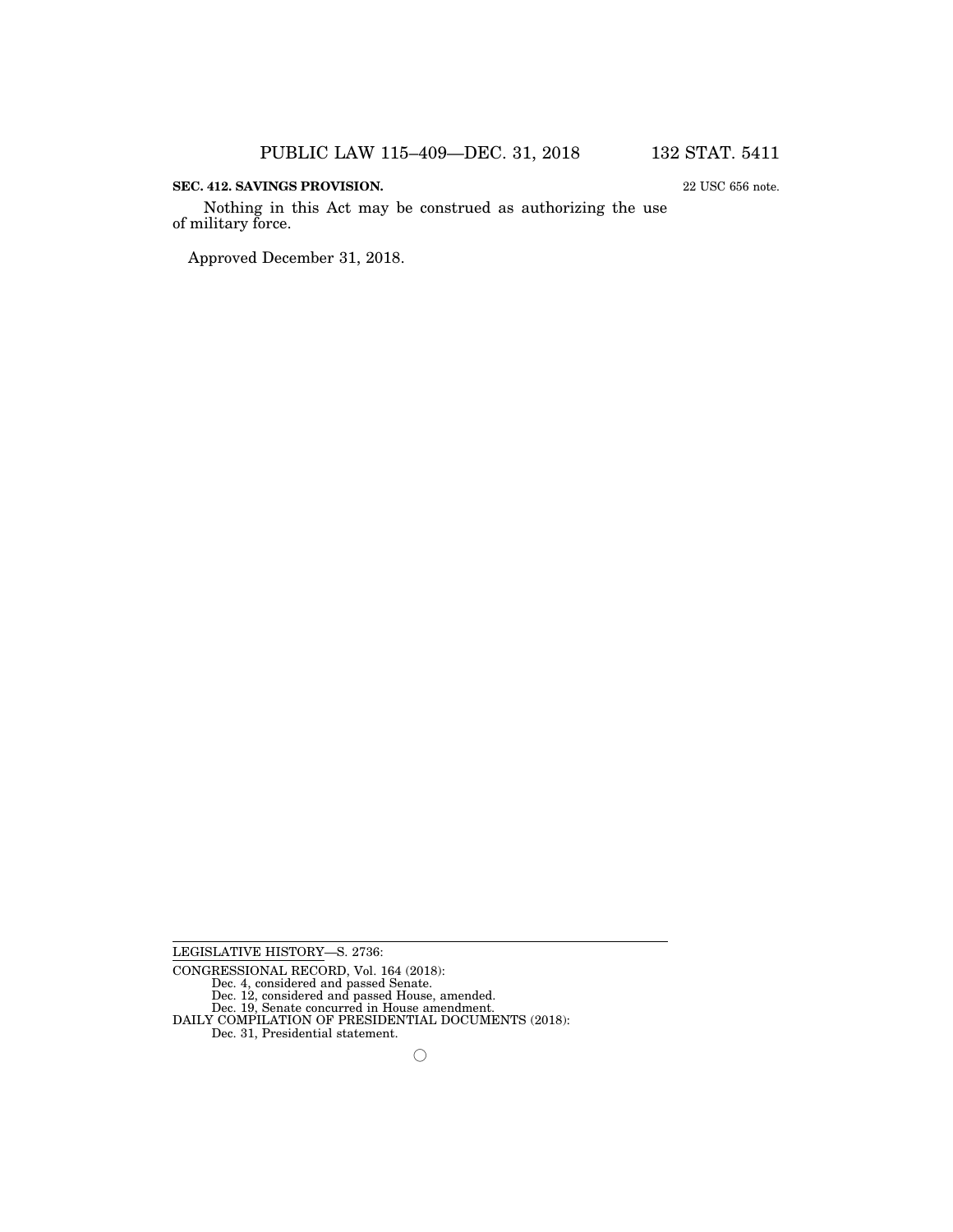**SEC. 412. SAVINGS PROVISION.**

22 USC 656 note.

Nothing in this Act may be construed as authorizing the use of military force.

Approved December 31, 2018.

LEGISLATIVE HISTORY—S. 2736:

CONGRESSIONAL RECORD, Vol. 164 (2018):
- Dec. 4, considered and passed Senate.
- Dec. 12, considered and passed House, amended.
- Dec. 19, Senate concurred in House amendment.

DAILY COMPILATION OF PRESIDENTIAL DOCUMENTS (2018):
- Dec. 31, Presidential statement.